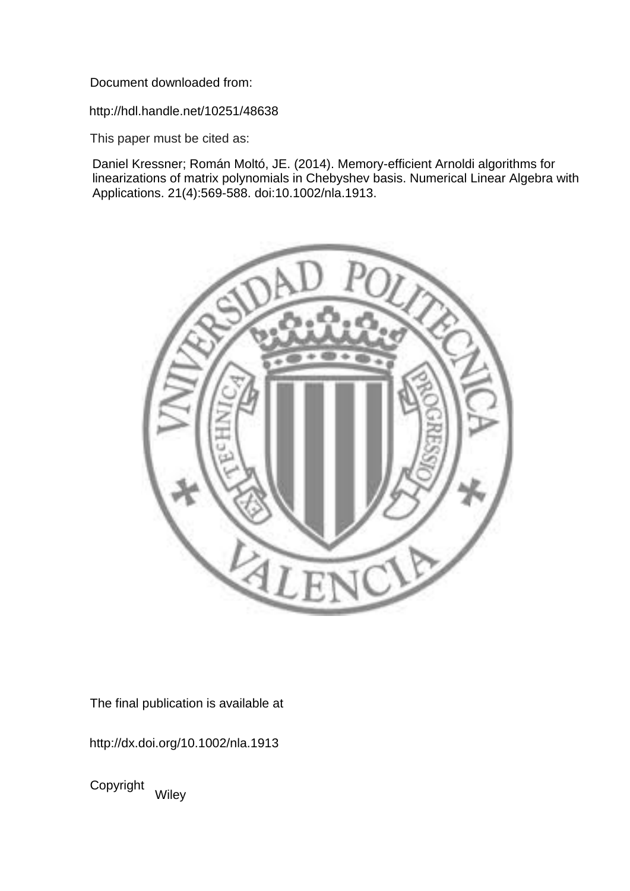Document downloaded from:

http://hdl.handle.net/10251/48638

This paper must be cited as:

Daniel Kressner; Román Moltó, JE. (2014). Memory-efficient Arnoldi algorithms for linearizations of matrix polynomials in Chebyshev basis. Numerical Linear Algebra with Applications. 21(4):569-588. doi:10.1002/nla.1913.

The final publication is available at

http://dx.doi.org/10.1002/nla.1913

Copyright Wiley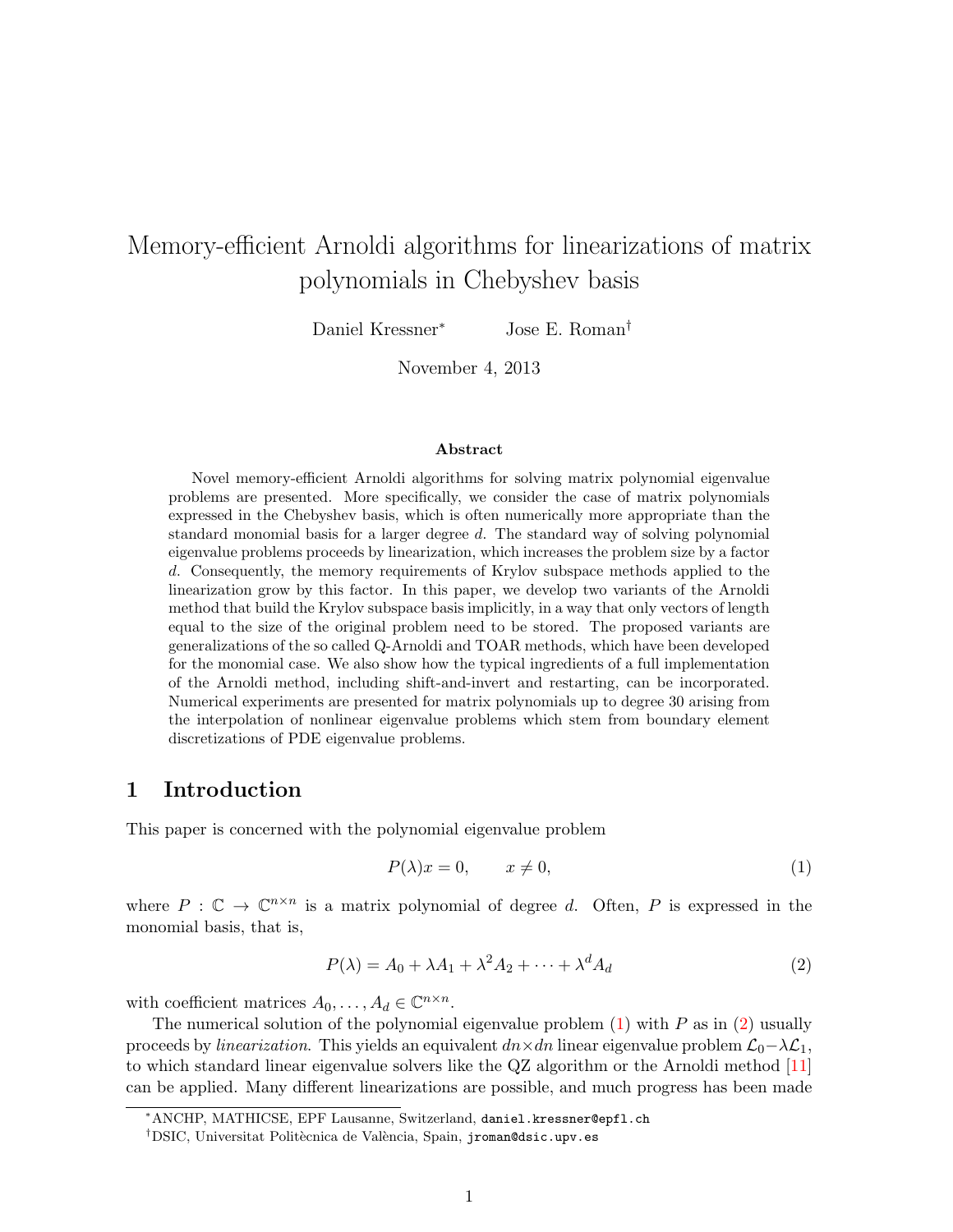# Memory-efficient Arnoldi algorithms for linearizations of matrix polynomials in Chebyshev basis

Daniel Kressner* Jose E. Roman†

November 4, 2013

### Abstract

Novel memory-efficient Arnoldi algorithms for solving matrix polynomial eigenvalue problems are presented. More specifically, we consider the case of matrix polynomials expressed in the Chebyshev basis, which is often numerically more appropriate than the standard monomial basis for a larger degree $d$. The standard way of solving polynomial eigenvalue problems proceeds by linearization, which increases the problem size by a factor $d$. Consequently, the memory requirements of Krylov subspace methods applied to the linearization grow by this factor. In this paper, we develop two variants of the Arnoldi method that build the Krylov subspace basis implicitly, in a way that only vectors of length equal to the size of the original problem need to be stored. The proposed variants are generalizations of the so called Q-Arnoldi and TOAR methods, which have been developed for the monomial case. We also show how the typical ingredients of a full implementation of the Arnoldi method, including shift-and-invert and restarting, can be incorporated. Numerical experiments are presented for matrix polynomials up to degree 30 arising from the interpolation of nonlinear eigenvalue problems which stem from boundary element discretizations of PDE eigenvalue problems.

## 1 Introduction

This paper is concerned with the polynomial eigenvalue problem

$$P(\lambda)x = 0, \qquad x \neq 0, \tag{1}$$

where $P : \mathbb{C} \to \mathbb{C}^{n\times n}$ is a matrix polynomial of degree $d$. Often, $P$ is expressed in the monomial basis, that is,

$$P(\lambda) = A_0 + \lambda A_1 + \lambda^2 A_2 + \cdots + \lambda^d A_d \tag{2}$$

with coefficient matrices $A_0, \ldots, A_d \in \mathbb{C}^{n\times n}$.

The numerical solution of the polynomial eigenvalue problem (1) with $P$ as in (2) usually proceeds by *linearization*. This yields an equivalent $dn\times dn$ linear eigenvalue problem $\mathcal{L}_0 - \lambda\mathcal{L}_1$, to which standard linear eigenvalue solvers like the QZ algorithm or the Arnoldi method [11] can be applied. Many different linearizations are possible, and much progress has been made

*ANCHP, MATHICSE, EPF Lausanne, Switzerland, daniel.kressner@epfl.ch

†DSIC, Universitat Politècnica de València, Spain, jroman@dsic.upv.es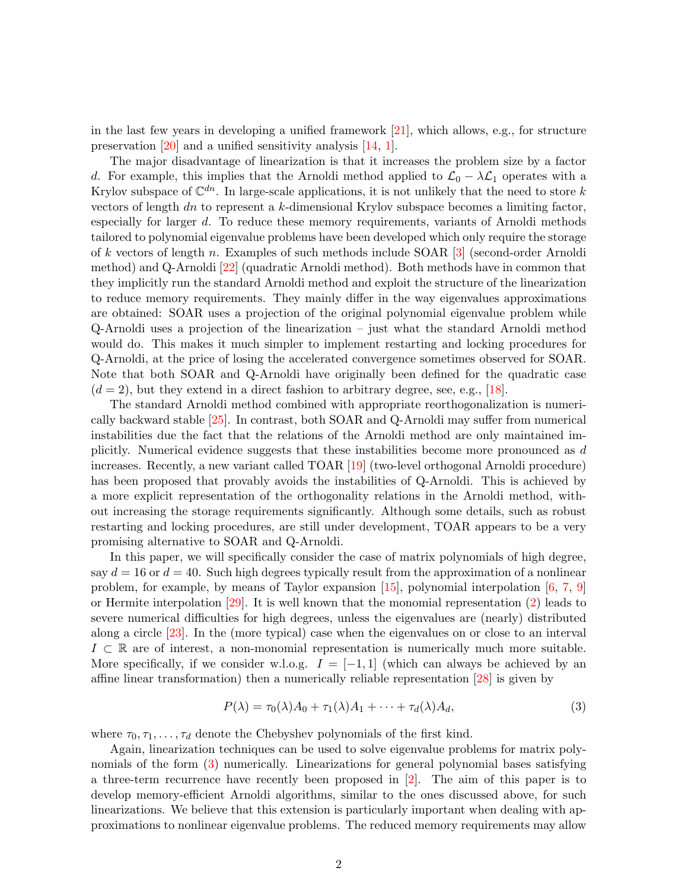in the last few years in developing a unified framework [21], which allows, e.g., for structure preservation [20] and a unified sensitivity analysis [14, 1].

The major disadvantage of linearization is that it increases the problem size by a factor $d$. For example, this implies that the Arnoldi method applied to $\mathcal{L}_0 - \lambda\mathcal{L}_1$ operates with a Krylov subspace of $\mathbb{C}^{dn}$. In large-scale applications, it is not unlikely that the need to store $k$ vectors of length $dn$ to represent a $k$-dimensional Krylov subspace becomes a limiting factor, especially for larger $d$. To reduce these memory requirements, variants of Arnoldi methods tailored to polynomial eigenvalue problems have been developed which only require the storage of $k$ vectors of length $n$. Examples of such methods include SOAR [3] (second-order Arnoldi method) and Q-Arnoldi [22] (quadratic Arnoldi method). Both methods have in common that they implicitly run the standard Arnoldi method and exploit the structure of the linearization to reduce memory requirements. They mainly differ in the way eigenvalues approximations are obtained: SOAR uses a projection of the original polynomial eigenvalue problem while Q-Arnoldi uses a projection of the linearization – just what the standard Arnoldi method would do. This makes it much simpler to implement restarting and locking procedures for Q-Arnoldi, at the price of losing the accelerated convergence sometimes observed for SOAR. Note that both SOAR and Q-Arnoldi have originally been defined for the quadratic case ($d = 2$), but they extend in a direct fashion to arbitrary degree, see, e.g., [18].

The standard Arnoldi method combined with appropriate reorthogonalization is numerically backward stable [25]. In contrast, both SOAR and Q-Arnoldi may suffer from numerical instabilities due the fact that the relations of the Arnoldi method are only maintained implicitly. Numerical evidence suggests that these instabilities become more pronounced as $d$ increases. Recently, a new variant called TOAR [19] (two-level orthogonal Arnoldi procedure) has been proposed that provably avoids the instabilities of Q-Arnoldi. This is achieved by a more explicit representation of the orthogonality relations in the Arnoldi method, without increasing the storage requirements significantly. Although some details, such as robust restarting and locking procedures, are still under development, TOAR appears to be a very promising alternative to SOAR and Q-Arnoldi.

In this paper, we will specifically consider the case of matrix polynomials of high degree, say $d = 16$ or $d = 40$. Such high degrees typically result from the approximation of a nonlinear problem, for example, by means of Taylor expansion [15], polynomial interpolation [6, 7, 9] or Hermite interpolation [29]. It is well known that the monomial representation (2) leads to severe numerical difficulties for high degrees, unless the eigenvalues are (nearly) distributed along a circle [23]. In the (more typical) case when the eigenvalues on or close to an interval $I \subset \mathbb{R}$ are of interest, a non-monomial representation is numerically much more suitable. More specifically, if we consider w.l.o.g. $I = [-1, 1]$ (which can always be achieved by an affine linear transformation) then a numerically reliable representation [28] is given by

$$P(\lambda) = \tau_0(\lambda)A_0 + \tau_1(\lambda)A_1 + \cdots + \tau_d(\lambda)A_d, \tag{3}$$

where $\tau_0, \tau_1, \ldots, \tau_d$ denote the Chebyshev polynomials of the first kind.

Again, linearization techniques can be used to solve eigenvalue problems for matrix polynomials of the form (3) numerically. Linearizations for general polynomial bases satisfying a three-term recurrence have recently been proposed in [2]. The aim of this paper is to develop memory-efficient Arnoldi algorithms, similar to the ones discussed above, for such linearizations. We believe that this extension is particularly important when dealing with approximations to nonlinear eigenvalue problems. The reduced memory requirements may allow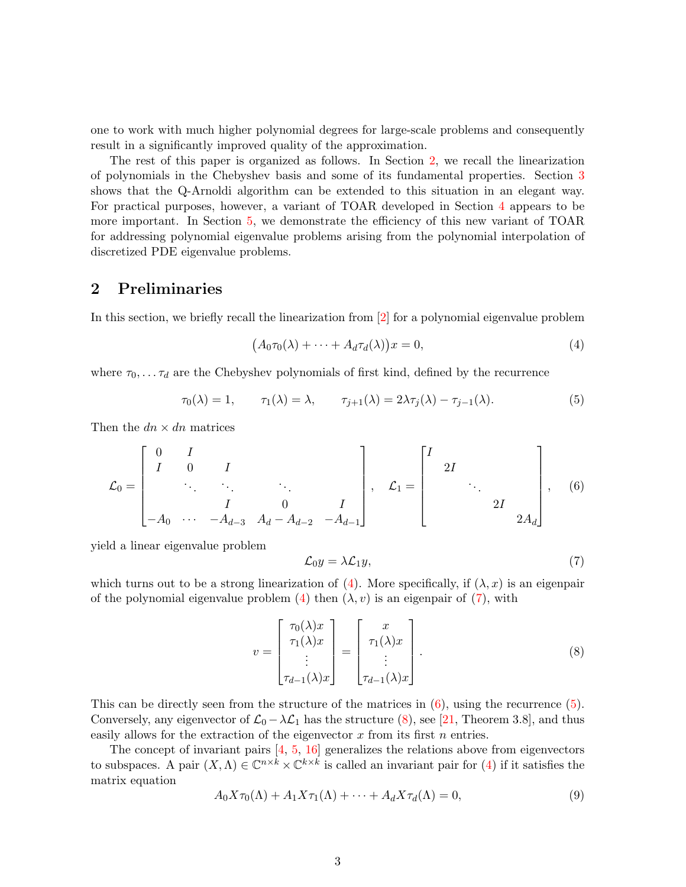one to work with much higher polynomial degrees for large-scale problems and consequently result in a significantly improved quality of the approximation.

The rest of this paper is organized as follows. In Section 2, we recall the linearization of polynomials in the Chebyshev basis and some of its fundamental properties. Section 3 shows that the Q-Arnoldi algorithm can be extended to this situation in an elegant way. For practical purposes, however, a variant of TOAR developed in Section 4 appears to be more important. In Section 5, we demonstrate the efficiency of this new variant of TOAR for addressing polynomial eigenvalue problems arising from the polynomial interpolation of discretized PDE eigenvalue problems.

## 2 Preliminaries

In this section, we briefly recall the linearization from [2] for a polynomial eigenvalue problem

$$\big(A_0\tau_0(\lambda) + \cdots + A_d\tau_d(\lambda)\big)x = 0, \tag{4}$$

where $\tau_0, \dots \tau_d$ are the Chebyshev polynomials of first kind, defined by the recurrence

$$\tau_0(\lambda) = 1, \qquad \tau_1(\lambda) = \lambda, \qquad \tau_{j+1}(\lambda) = 2\lambda\tau_j(\lambda) - \tau_{j-1}(\lambda). \tag{5}$$

Then the $dn \times dn$ matrices

$$\mathcal{L}_0 = \begin{bmatrix} 0 & I & & & \\ I & 0 & I & & \\ & \ddots & \ddots & \ddots & \\ & & I & 0 & I \\ -A_0 & \cdots & -A_{d-3} & A_d - A_{d-2} & -A_{d-1} \end{bmatrix}, \quad \mathcal{L}_1 = \begin{bmatrix} I & & & & \\ & 2I & & & \\ & & \ddots & & \\ & & & 2I & \\ & & & & 2A_d \end{bmatrix}, \tag{6}$$

yield a linear eigenvalue problem

$$\mathcal{L}_0 y = \lambda \mathcal{L}_1 y, \tag{7}$$

which turns out to be a strong linearization of (4). More specifically, if $(\lambda, x)$ is an eigenpair of the polynomial eigenvalue problem (4) then $(\lambda, v)$ is an eigenpair of (7), with

$$v = \begin{bmatrix} \tau_0(\lambda)x \\ \tau_1(\lambda)x \\ \vdots \\ \tau_{d-1}(\lambda)x \end{bmatrix} = \begin{bmatrix} x \\ \tau_1(\lambda)x \\ \vdots \\ \tau_{d-1}(\lambda)x \end{bmatrix}. \tag{8}$$

This can be directly seen from the structure of the matrices in (6), using the recurrence (5). Conversely, any eigenvector of $\mathcal{L}_0 - \lambda\mathcal{L}_1$ has the structure (8), see [21, Theorem 3.8], and thus easily allows for the extraction of the eigenvector $x$ from its first $n$ entries.

The concept of invariant pairs [4, 5, 16] generalizes the relations above from eigenvectors to subspaces. A pair $(X, \Lambda) \in \mathbb{C}^{n\times k} \times \mathbb{C}^{k\times k}$ is called an invariant pair for (4) if it satisfies the matrix equation

$$A_0 X\tau_0(\Lambda) + A_1 X\tau_1(\Lambda) + \cdots + A_d X\tau_d(\Lambda) = 0, \tag{9}$$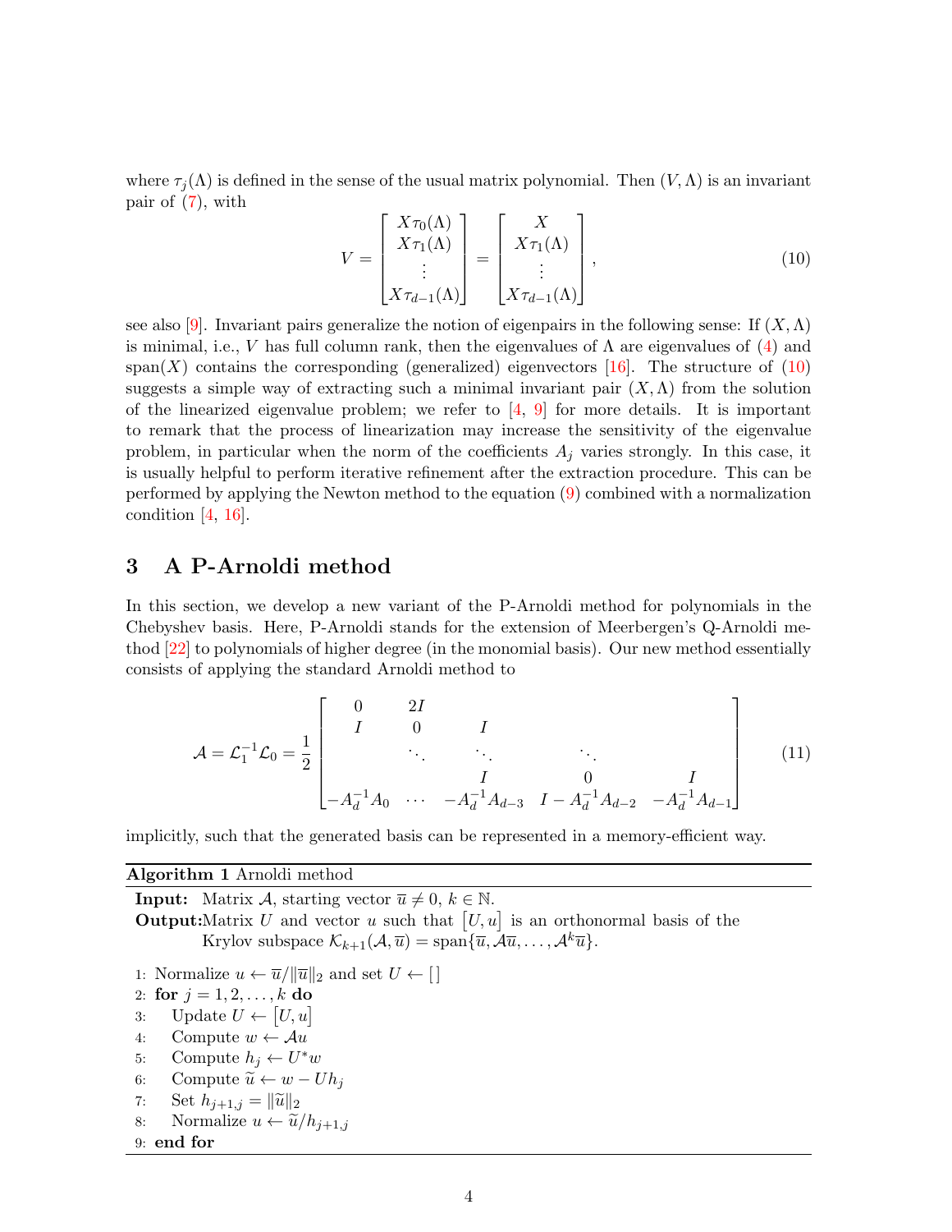where $\tau_j(\Lambda)$ is defined in the sense of the usual matrix polynomial. Then $(V, \Lambda)$ is an invariant pair of (7), with

$$
V = \begin{bmatrix} X\tau_0(\Lambda) \\ X\tau_1(\Lambda) \\ \vdots \\ X\tau_{d-1}(\Lambda) \end{bmatrix} = \begin{bmatrix} X \\ X\tau_1(\Lambda) \\ \vdots \\ X\tau_{d-1}(\Lambda) \end{bmatrix}, \tag{10}
$$

see also [9]. Invariant pairs generalize the notion of eigenpairs in the following sense: If $(X, \Lambda)$ is minimal, i.e., $V$ has full column rank, then the eigenvalues of $\Lambda$ are eigenvalues of (4) and $\operatorname{span}(X)$ contains the corresponding (generalized) eigenvectors [16]. The structure of (10) suggests a simple way of extracting such a minimal invariant pair $(X, \Lambda)$ from the solution of the linearized eigenvalue problem; we refer to [4, 9] for more details. It is important to remark that the process of linearization may increase the sensitivity of the eigenvalue problem, in particular when the norm of the coefficients $A_j$ varies strongly. In this case, it is usually helpful to perform iterative refinement after the extraction procedure. This can be performed by applying the Newton method to the equation (9) combined with a normalization condition [4, 16].

## 3 A P-Arnoldi method

In this section, we develop a new variant of the P-Arnoldi method for polynomials in the Chebyshev basis. Here, P-Arnoldi stands for the extension of Meerbergen's Q-Arnoldi method [22] to polynomials of higher degree (in the monomial basis). Our new method essentially consists of applying the standard Arnoldi method to

$$
\mathcal{A} = \mathcal{L}_1^{-1}\mathcal{L}_0 = \frac{1}{2}\begin{bmatrix} 0 & 2I & & & \\ I & 0 & I & & \\ & \ddots & \ddots & \ddots & \\ & & I & 0 & I \\ -A_d^{-1}A_0 & \cdots & -A_d^{-1}A_{d-3} & I - A_d^{-1}A_{d-2} & -A_d^{-1}A_{d-1} \end{bmatrix} \tag{11}
$$

implicitly, such that the generated basis can be represented in a memory-efficient way.

---

**Algorithm 1** Arnoldi method

---

**Input:** Matrix $\mathcal{A}$, starting vector $\overline{u} \neq 0$, $k \in \mathbb{N}$.
**Output:** Matrix $U$ and vector $u$ such that $[U, u]$ is an orthonormal basis of the Krylov subspace $\mathcal{K}_{k+1}(\mathcal{A}, \overline{u}) = \operatorname{span}\{\overline{u}, \mathcal{A}\overline{u}, \ldots, \mathcal{A}^k\overline{u}\}$.

```
1: Normalize u ← ū/‖ū‖₂ and set U ← []
2: for j = 1, 2, ..., k do
3:    Update U ← [U, u]
4:    Compute w ← 𝒜u
5:    Compute h_j ← U* w
6:    Compute ũ ← w − U h_j
7:    Set h_{j+1,j} = ‖ũ‖₂
8:    Normalize u ← ũ/h_{j+1,j}
9: end for
```

---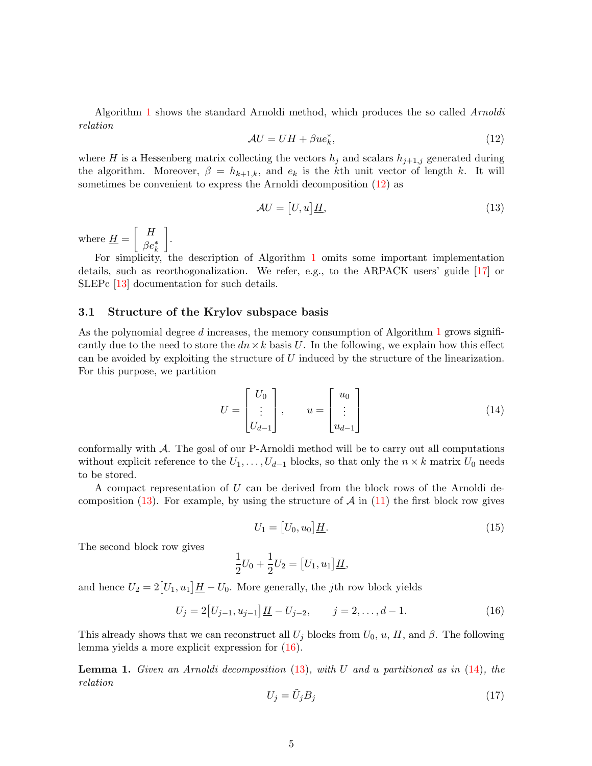Algorithm 1 shows the standard Arnoldi method, which produces the so called *Arnoldi relation*

$$\mathcal{A}U = UH + \beta u e_k^*, \tag{12}$$

where $H$ is a Hessenberg matrix collecting the vectors $h_j$ and scalars $h_{j+1,j}$ generated during the algorithm. Moreover, $\beta = h_{k+1,k}$, and $e_k$ is the $k$th unit vector of length $k$. It will sometimes be convenient to express the Arnoldi decomposition (12) as

$$\mathcal{A}U = \big[U, u\big]\underline{H}, \tag{13}$$

where $\underline{H} = \begin{bmatrix} H \\ \beta e_k^* \end{bmatrix}$.

For simplicity, the description of Algorithm 1 omits some important implementation details, such as reorthogonalization. We refer, e.g., to the ARPACK users' guide [17] or SLEPc [13] documentation for such details.

### 3.1 Structure of the Krylov subspace basis

As the polynomial degree $d$ increases, the memory consumption of Algorithm 1 grows significantly due to the need to store the $dn \times k$ basis $U$. In the following, we explain how this effect can be avoided by exploiting the structure of $U$ induced by the structure of the linearization. For this purpose, we partition

$$U = \begin{bmatrix} U_0 \\ \vdots \\ U_{d-1} \end{bmatrix}, \qquad u = \begin{bmatrix} u_0 \\ \vdots \\ u_{d-1} \end{bmatrix} \tag{14}$$

conformally with $\mathcal{A}$. The goal of our P-Arnoldi method will be to carry out all computations without explicit reference to the $U_1, \dots, U_{d-1}$ blocks, so that only the $n \times k$ matrix $U_0$ needs to be stored.

A compact representation of $U$ can be derived from the block rows of the Arnoldi decomposition (13). For example, by using the structure of $\mathcal{A}$ in (11) the first block row gives

$$U_1 = \big[U_0, u_0\big]\underline{H}. \tag{15}$$

The second block row gives

$$\frac{1}{2}U_0 + \frac{1}{2}U_2 = \big[U_1, u_1\big]\underline{H},$$

and hence $U_2 = 2\big[U_1, u_1\big]\underline{H} - U_0$. More generally, the $j$th row block yields

$$U_j = 2\big[U_{j-1}, u_{j-1}\big]\underline{H} - U_{j-2}, \qquad j = 2, \dots, d-1. \tag{16}$$

This already shows that we can reconstruct all $U_j$ blocks from $U_0$, $u$, $H$, and $\beta$. The following lemma yields a more explicit expression for (16).

**Lemma 1.** *Given an Arnoldi decomposition (13), with $U$ and $u$ partitioned as in (14), the relation*

$$U_j = \tilde{U}_j B_j \tag{17}$$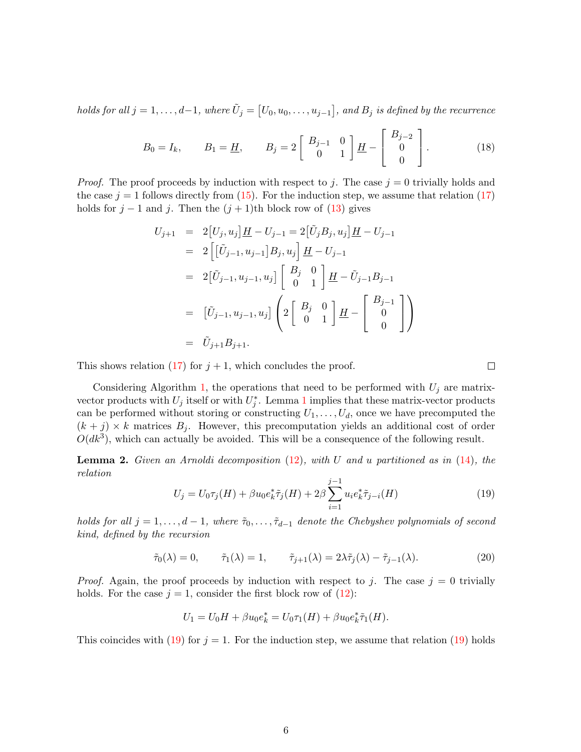*holds for all* $j = 1, \dots, d-1$*, where* $\tilde{U}_j = [U_0, u_0, \dots, u_{j-1}]$*, and* $B_j$ *is defined by the recurrence*

$$B_0 = I_k, \qquad B_1 = \underline{H}, \qquad B_j = 2 \begin{bmatrix} B_{j-1} & 0 \\ 0 & 1 \end{bmatrix} \underline{H} - \begin{bmatrix} B_{j-2} \\ 0 \\ 0 \end{bmatrix}. \tag{18}$$

*Proof.* The proof proceeds by induction with respect to $j$. The case $j = 0$ trivially holds and the case $j = 1$ follows directly from (15). For the induction step, we assume that relation (17) holds for $j - 1$ and $j$. Then the $(j + 1)$th block row of (13) gives

$$\begin{aligned}
U_{j+1} &= 2[U_j, u_j]\underline{H} - U_{j-1} = 2[\tilde{U}_j B_j, u_j]\underline{H} - U_{j-1} \\
&= 2\Big[[\tilde{U}_{j-1}, u_{j-1}]B_j, u_j\Big]\underline{H} - U_{j-1} \\
&= 2[\tilde{U}_{j-1}, u_{j-1}, u_j] \begin{bmatrix} B_j & 0 \\ 0 & 1 \end{bmatrix} \underline{H} - \tilde{U}_{j-1} B_{j-1} \\
&= [\tilde{U}_{j-1}, u_{j-1}, u_j] \left( 2 \begin{bmatrix} B_j & 0 \\ 0 & 1 \end{bmatrix} \underline{H} - \begin{bmatrix} B_{j-1} \\ 0 \\ 0 \end{bmatrix} \right) \\
&= \tilde{U}_{j+1} B_{j+1}.
\end{aligned}$$

This shows relation (17) for $j + 1$, which concludes the proof. □

Considering Algorithm 1, the operations that need to be performed with $U_j$ are matrix-vector products with $U_j$ itself or with $U_j^*$. Lemma 1 implies that these matrix-vector products can be performed without storing or constructing $U_1, \dots, U_d$, once we have precomputed the $(k + j) \times k$ matrices $B_j$. However, this precomputation yields an additional cost of order $O(dk^3)$, which can actually be avoided. This will be a consequence of the following result.

**Lemma 2.** *Given an Arnoldi decomposition (12), with* $U$ *and* $u$ *partitioned as in (14), the relation*

$$U_j = U_0 \tau_j(H) + \beta u_0 e_k^* \tilde{\tau}_j(H) + 2\beta \sum_{i=1}^{j-1} u_i e_k^* \tilde{\tau}_{j-i}(H) \tag{19}$$

*holds for all* $j = 1, \dots, d-1$*, where* $\tilde{\tau}_0, \dots, \tilde{\tau}_{d-1}$ *denote the Chebyshev polynomials of second kind, defined by the recursion*

$$\tilde{\tau}_0(\lambda) = 0, \qquad \tilde{\tau}_1(\lambda) = 1, \qquad \tilde{\tau}_{j+1}(\lambda) = 2\lambda \tilde{\tau}_j(\lambda) - \tilde{\tau}_{j-1}(\lambda). \tag{20}$$

*Proof.* Again, the proof proceeds by induction with respect to $j$. The case $j = 0$ trivially holds. For the case $j = 1$, consider the first block row of (12):

$$U_1 = U_0 H + \beta u_0 e_k^* = U_0 \tau_1(H) + \beta u_0 e_k^* \tilde{\tau}_1(H).$$

This coincides with (19) for $j = 1$. For the induction step, we assume that relation (19) holds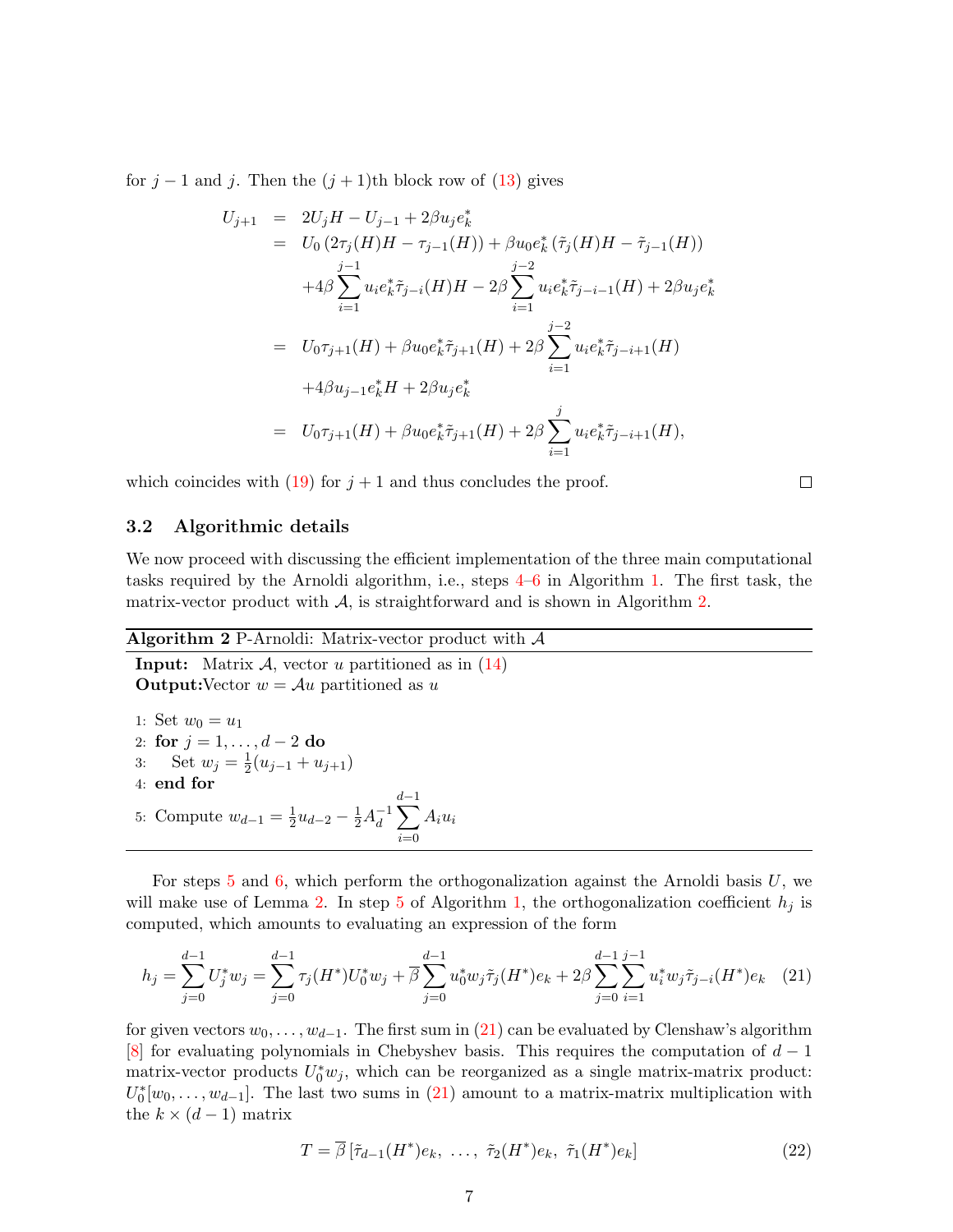for $j-1$ and $j$. Then the $(j+1)$th block row of (13) gives

$$
\begin{aligned}
U_{j+1} &= 2U_jH - U_{j-1} + 2\beta u_j e_k^* \\
&= U_0\left(2\tau_j(H)H - \tau_{j-1}(H)\right) + \beta u_0 e_k^*\left(\tilde{\tau}_j(H)H - \tilde{\tau}_{j-1}(H)\right) \\
&\quad + 4\beta\sum_{i=1}^{j-1} u_i e_k^* \tilde{\tau}_{j-i}(H)H - 2\beta\sum_{i=1}^{j-2} u_i e_k^* \tilde{\tau}_{j-i-1}(H) + 2\beta u_j e_k^* \\
&= U_0\tau_{j+1}(H) + \beta u_0 e_k^* \tilde{\tau}_{j+1}(H) + 2\beta\sum_{i=1}^{j-2} u_i e_k^* \tilde{\tau}_{j-i+1}(H) \\
&\quad + 4\beta u_{j-1} e_k^* H + 2\beta u_j e_k^* \\
&= U_0\tau_{j+1}(H) + \beta u_0 e_k^* \tilde{\tau}_{j+1}(H) + 2\beta\sum_{i=1}^{j} u_i e_k^* \tilde{\tau}_{j-i+1}(H),
\end{aligned}
$$

which coincides with (19) for $j+1$ and thus concludes the proof. □

### 3.2 Algorithmic details

We now proceed with discussing the efficient implementation of the three main computational tasks required by the Arnoldi algorithm, i.e., steps 4–6 in Algorithm 1. The first task, the matrix-vector product with $\mathcal{A}$, is straightforward and is shown in Algorithm 2.

**Algorithm 2** P-Arnoldi: Matrix-vector product with $\mathcal{A}$

**Input:** Matrix $\mathcal{A}$, vector $u$ partitioned as in (14)
**Output:** Vector $w = \mathcal{A}u$ partitioned as $u$

```
1: Set w_0 = u_1
2: for j = 1, ..., d-2 do
3:    Set w_j = 1/2 (u_{j-1} + u_{j+1})
4: end for
5: Compute w_{d-1} = 1/2 u_{d-2} - 1/2 A_d^{-1} sum_{i=0}^{d-1} A_i u_i
```

For steps 5 and 6, which perform the orthogonalization against the Arnoldi basis $U$, we will make use of Lemma 2. In step 5 of Algorithm 1, the orthogonalization coefficient $h_j$ is computed, which amounts to evaluating an expression of the form

$$
h_j = \sum_{j=0}^{d-1} U_j^* w_j = \sum_{j=0}^{d-1} \tau_j(H^*) U_0^* w_j + \overline{\beta}\sum_{j=0}^{d-1} u_0^* w_j \tilde{\tau}_j(H^*) e_k + 2\beta\sum_{j=0}^{d-1}\sum_{i=1}^{j-1} u_i^* w_j \tilde{\tau}_{j-i}(H^*) e_k \tag{21}
$$

for given vectors $w_0, \ldots, w_{d-1}$. The first sum in (21) can be evaluated by Clenshaw's algorithm [8] for evaluating polynomials in Chebyshev basis. This requires the computation of $d-1$ matrix-vector products $U_0^* w_j$, which can be reorganized as a single matrix-matrix product: $U_0^*[w_0, \ldots, w_{d-1}]$. The last two sums in (21) amount to a matrix-matrix multiplication with the $k \times (d-1)$ matrix

$$
T = \overline{\beta}\left[\tilde{\tau}_{d-1}(H^*)e_k,\ \ldots,\ \tilde{\tau}_2(H^*)e_k,\ \tilde{\tau}_1(H^*)e_k\right] \tag{22}
$$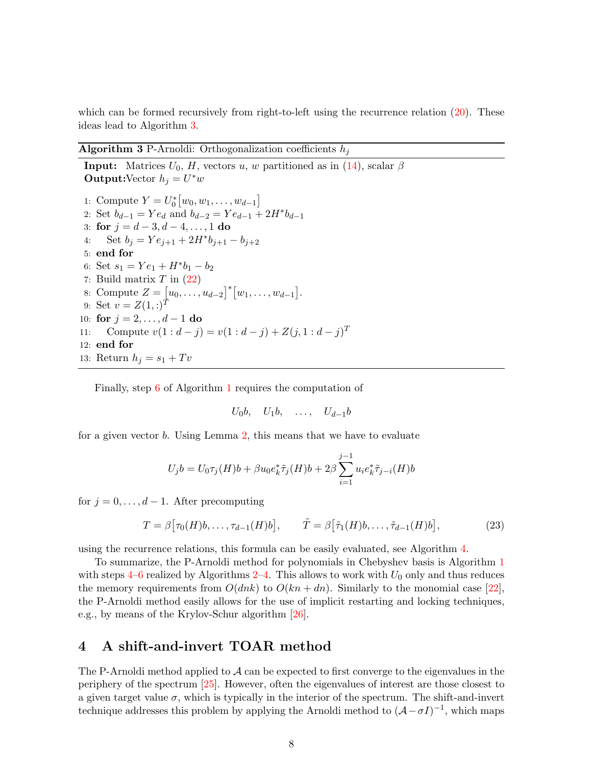which can be formed recursively from right-to-left using the recurrence relation (20). These ideas lead to Algorithm 3.

---

**Algorithm 3** P-Arnoldi: Orthogonalization coefficients $h_j$

---

**Input:** Matrices $U_0$, $H$, vectors $u$, $w$ partitioned as in (14), scalar $\beta$
**Output:** Vector $h_j = U^* w$

1: Compute $Y = U_0^* \big[ w_0, w_1, \dots, w_{d-1} \big]$
2: Set $b_{d-1} = Y e_d$ and $b_{d-2} = Y e_{d-1} + 2H^* b_{d-1}$
3: **for** $j = d-3, d-4, \dots, 1$ **do**
4: Set $b_j = Y e_{j+1} + 2H^* b_{j+1} - b_{j+2}$
5: **end for**
6: Set $s_1 = Y e_1 + H^* b_1 - b_2$
7: Build matrix $T$ in (22)
8: Compute $Z = \big[ u_0, \dots, u_{d-2} \big]^* \big[ w_1, \dots, w_{d-1} \big]$.
9: Set $v = Z(1,:)^T$
10: **for** $j = 2, \dots, d-1$ **do**
11: Compute $v(1:d-j) = v(1:d-j) + Z(j, 1:d-j)^T$
12: **end for**
13: Return $h_j = s_1 + Tv$

---

Finally, step 6 of Algorithm 1 requires the computation of

$$U_0 b, \quad U_1 b, \quad \dots, \quad U_{d-1} b$$

for a given vector $b$. Using Lemma 2, this means that we have to evaluate

$$U_j b = U_0 \tau_j(H) b + \beta u_0 e_k^* \tilde{\tau}_j(H) b + 2\beta \sum_{i=1}^{j-1} u_i e_k^* \tilde{\tau}_{j-i}(H) b$$

for $j = 0, \dots, d-1$. After precomputing

$$T = \beta \big[ \tau_0(H) b, \dots, \tau_{d-1}(H) b \big], \qquad \tilde{T} = \beta \big[ \tilde{\tau}_1(H) b, \dots, \tilde{\tau}_{d-1}(H) b \big], \tag{23}$$

using the recurrence relations, this formula can be easily evaluated, see Algorithm 4.

To summarize, the P-Arnoldi method for polynomials in Chebyshev basis is Algorithm 1 with steps 4–6 realized by Algorithms 2–4. This allows to work with $U_0$ only and thus reduces the memory requirements from $O(dnk)$ to $O(kn + dn)$. Similarly to the monomial case [22], the P-Arnoldi method easily allows for the use of implicit restarting and locking techniques, e.g., by means of the Krylov-Schur algorithm [26].

## 4 A shift-and-invert TOAR method

The P-Arnoldi method applied to $\mathcal{A}$ can be expected to first converge to the eigenvalues in the periphery of the spectrum [25]. However, often the eigenvalues of interest are those closest to a given target value $\sigma$, which is typically in the interior of the spectrum. The shift-and-invert technique addresses this problem by applying the Arnoldi method to $(\mathcal{A} - \sigma I)^{-1}$, which maps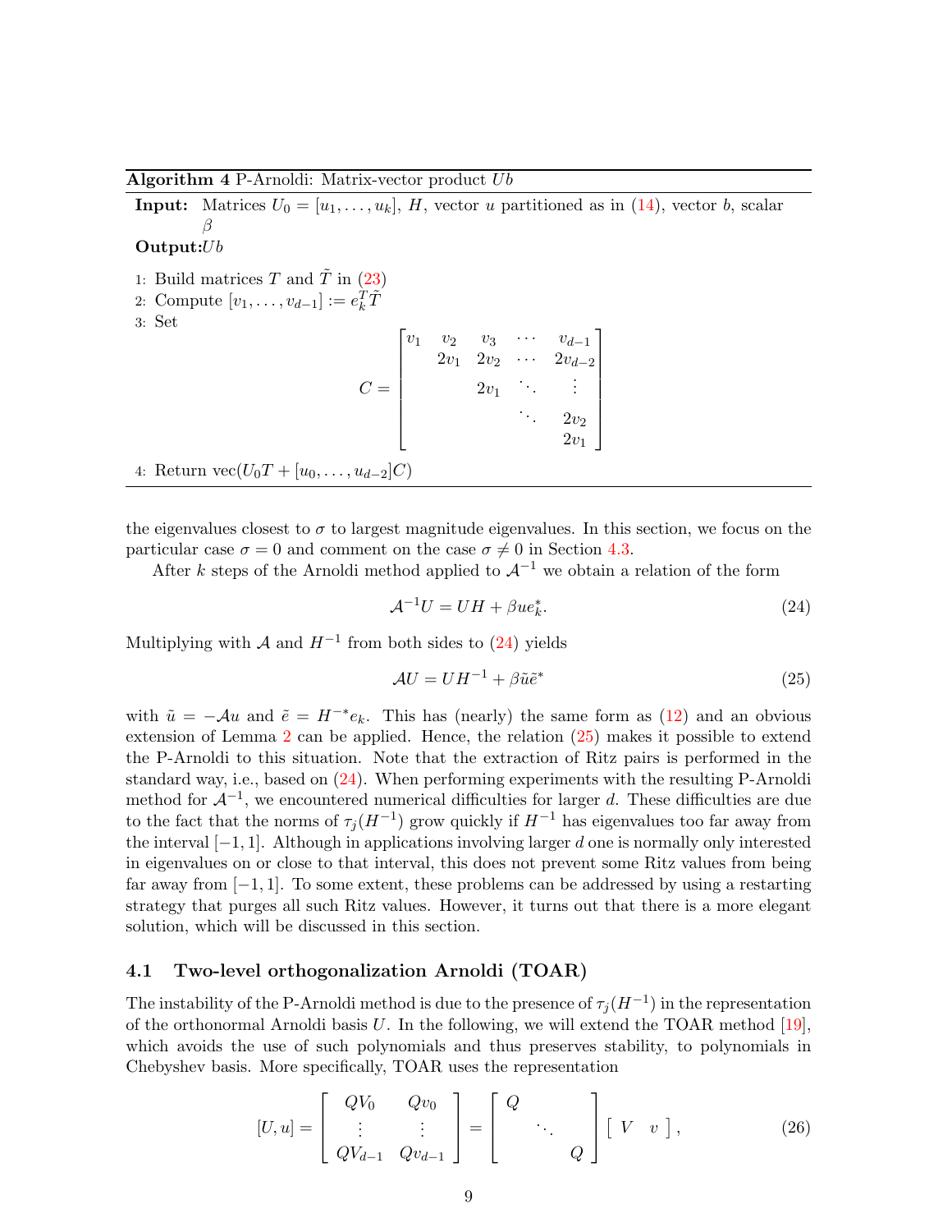**Algorithm 4** P-Arnoldi: Matrix-vector product $Ub$

**Input:** Matrices $U_0 = [u_1, \ldots, u_k]$, $H$, vector $u$ partitioned as in (14), vector $b$, scalar $\beta$

**Output:** $Ub$

1: Build matrices $T$ and $\tilde{T}$ in (23)

2: Compute $[v_1, \ldots, v_{d-1}] := e_k^T \tilde{T}$

3: Set

$$C = \begin{bmatrix} v_1 & v_2 & v_3 & \cdots & v_{d-1} \\ & 2v_1 & 2v_2 & \cdots & 2v_{d-2} \\ & & 2v_1 & \ddots & \vdots \\ & & & \ddots & 2v_2 \\ & & & & 2v_1 \end{bmatrix}$$

4: Return $\mathrm{vec}(U_0 T + [u_0, \ldots, u_{d-2}] C)$

---

the eigenvalues closest to $\sigma$ to largest magnitude eigenvalues. In this section, we focus on the particular case $\sigma = 0$ and comment on the case $\sigma \neq 0$ in Section 4.3.

After $k$ steps of the Arnoldi method applied to $\mathcal{A}^{-1}$ we obtain a relation of the form

$$\mathcal{A}^{-1} U = UH + \beta u e_k^*. \tag{24}$$

Multiplying with $\mathcal{A}$ and $H^{-1}$ from both sides to (24) yields

$$\mathcal{A} U = UH^{-1} + \beta \tilde{u} \tilde{e}^* \tag{25}$$

with $\tilde{u} = -\mathcal{A} u$ and $\tilde{e} = H^{-*} e_k$. This has (nearly) the same form as (12) and an obvious extension of Lemma 2 can be applied. Hence, the relation (25) makes it possible to extend the P-Arnoldi to this situation. Note that the extraction of Ritz pairs is performed in the standard way, i.e., based on (24). When performing experiments with the resulting P-Arnoldi method for $\mathcal{A}^{-1}$, we encountered numerical difficulties for larger $d$. These difficulties are due to the fact that the norms of $\tau_j(H^{-1})$ grow quickly if $H^{-1}$ has eigenvalues too far away from the interval $[-1, 1]$. Although in applications involving larger $d$ one is normally only interested in eigenvalues on or close to that interval, this does not prevent some Ritz values from being far away from $[-1, 1]$. To some extent, these problems can be addressed by using a restarting strategy that purges all such Ritz values. However, it turns out that there is a more elegant solution, which will be discussed in this section.

### 4.1 Two-level orthogonalization Arnoldi (TOAR)

The instability of the P-Arnoldi method is due to the presence of $\tau_j(H^{-1})$ in the representation of the orthonormal Arnoldi basis $U$. In the following, we will extend the TOAR method [19], which avoids the use of such polynomials and thus preserves stability, to polynomials in Chebyshev basis. More specifically, TOAR uses the representation

$$[U, u] = \begin{bmatrix} QV_0 & Qv_0 \\ \vdots & \vdots \\ QV_{d-1} & Qv_{d-1} \end{bmatrix} = \begin{bmatrix} Q & & \\ & \ddots & \\ & & Q \end{bmatrix} \begin{bmatrix} V & v \end{bmatrix}, \tag{26}$$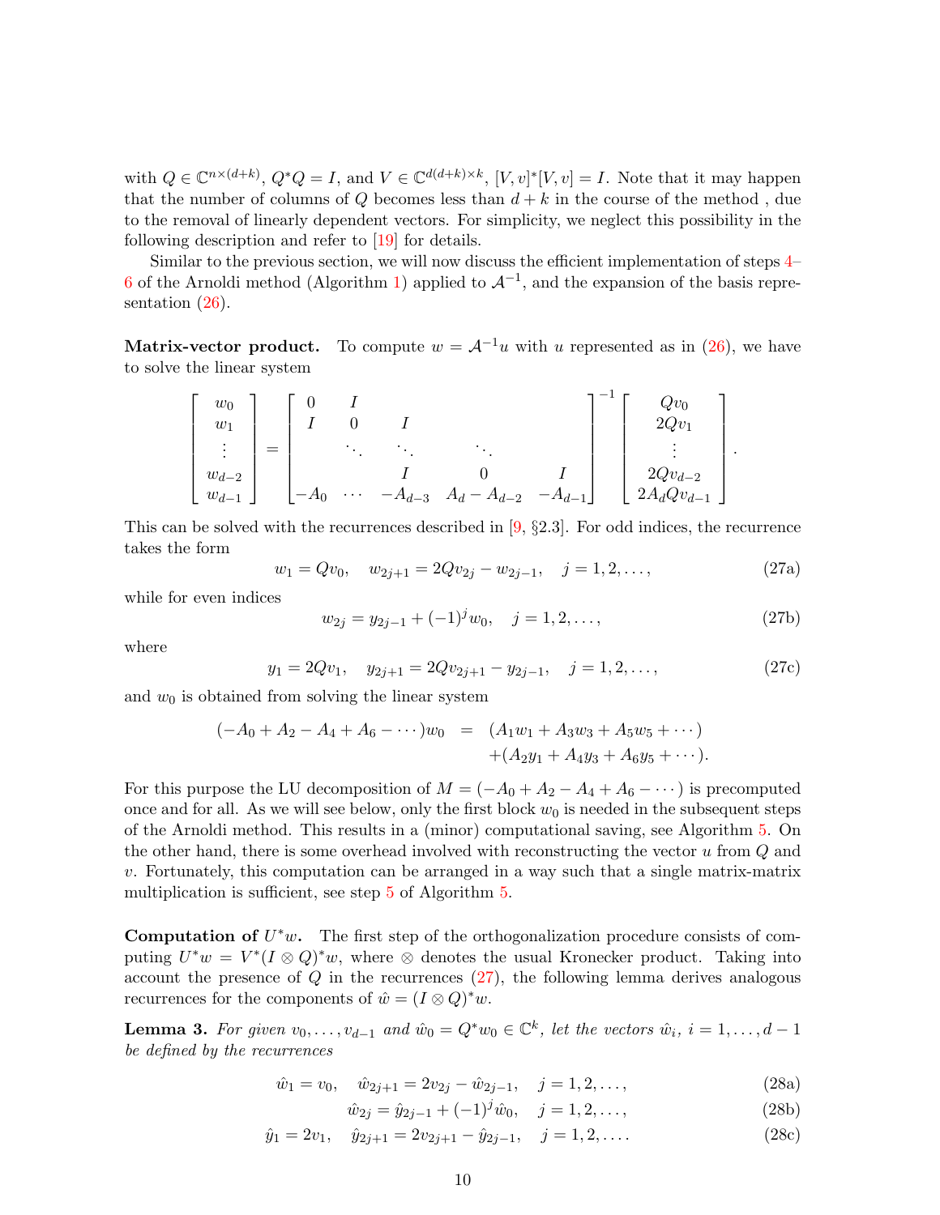with $Q \in \mathbb{C}^{n\times(d+k)}$, $Q^*Q = I$, and $V \in \mathbb{C}^{d(d+k)\times k}$, $[V, v]^*[V, v] = I$. Note that it may happen that the number of columns of $Q$ becomes less than $d + k$ in the course of the method , due to the removal of linearly dependent vectors. For simplicity, we neglect this possibility in the following description and refer to [19] for details.

Similar to the previous section, we will now discuss the efficient implementation of steps 4–6 of the Arnoldi method (Algorithm 1) applied to $\mathcal{A}^{-1}$, and the expansion of the basis representation (26).

**Matrix-vector product.** To compute $w = \mathcal{A}^{-1}u$ with $u$ represented as in (26), we have to solve the linear system

$$
\begin{bmatrix} w_0 \\ w_1 \\ \vdots \\ w_{d-2} \\ w_{d-1} \end{bmatrix} = \begin{bmatrix} 0 & I & & & \\ I & 0 & I & & \\ & \ddots & \ddots & \ddots & \\ & & I & 0 & I \\ -A_0 & \cdots & -A_{d-3} & A_d - A_{d-2} & -A_{d-1} \end{bmatrix}^{-1} \begin{bmatrix} Qv_0 \\ 2Qv_1 \\ \vdots \\ 2Qv_{d-2} \\ 2A_dQv_{d-1} \end{bmatrix}.
$$

This can be solved with the recurrences described in [9, §2.3]. For odd indices, the recurrence takes the form

$$
w_1 = Qv_0, \quad w_{2j+1} = 2Qv_{2j} - w_{2j-1}, \quad j = 1, 2, \ldots, \tag{27a}
$$

while for even indices

$$
w_{2j} = y_{2j-1} + (-1)^j w_0, \quad j = 1, 2, \ldots, \tag{27b}
$$

where

$$
y_1 = 2Qv_1, \quad y_{2j+1} = 2Qv_{2j+1} - y_{2j-1}, \quad j = 1, 2, \ldots, \tag{27c}
$$

and $w_0$ is obtained from solving the linear system

$$
\begin{aligned}
(-A_0 + A_2 - A_4 + A_6 - \cdots)w_0 \;\; &= \;\; (A_1w_1 + A_3w_3 + A_5w_5 + \cdots) \\
&\quad\; +(A_2y_1 + A_4y_3 + A_6y_5 + \cdots).
\end{aligned}
$$

For this purpose the LU decomposition of $M = (-A_0 + A_2 - A_4 + A_6 - \cdots)$ is precomputed once and for all. As we will see below, only the first block $w_0$ is needed in the subsequent steps of the Arnoldi method. This results in a (minor) computational saving, see Algorithm 5. On the other hand, there is some overhead involved with reconstructing the vector $u$ from $Q$ and $v$. Fortunately, this computation can be arranged in a way such that a single matrix-matrix multiplication is sufficient, see step 5 of Algorithm 5.

**Computation of $U^*w$.** The first step of the orthogonalization procedure consists of computing $U^*w = V^*(I \otimes Q)^*w$, where $\otimes$ denotes the usual Kronecker product. Taking into account the presence of $Q$ in the recurrences (27), the following lemma derives analogous recurrences for the components of $\hat{w} = (I \otimes Q)^*w$.

**Lemma 3.** *For given $v_0, \ldots, v_{d-1}$ and $\hat{w}_0 = Q^*w_0 \in \mathbb{C}^k$, let the vectors $\hat{w}_i$, $i = 1, \ldots, d-1$ be defined by the recurrences*

$$
\hat{w}_1 = v_0, \quad \hat{w}_{2j+1} = 2v_{2j} - \hat{w}_{2j-1}, \quad j = 1, 2, \ldots, \tag{28a}
$$

$$
\hat{w}_{2j} = \hat{y}_{2j-1} + (-1)^j \hat{w}_0, \quad j = 1, 2, \ldots, \tag{28b}
$$

$$
\hat{y}_1 = 2v_1, \quad \hat{y}_{2j+1} = 2v_{2j+1} - \hat{y}_{2j-1}, \quad j = 1, 2, \ldots. \tag{28c}
$$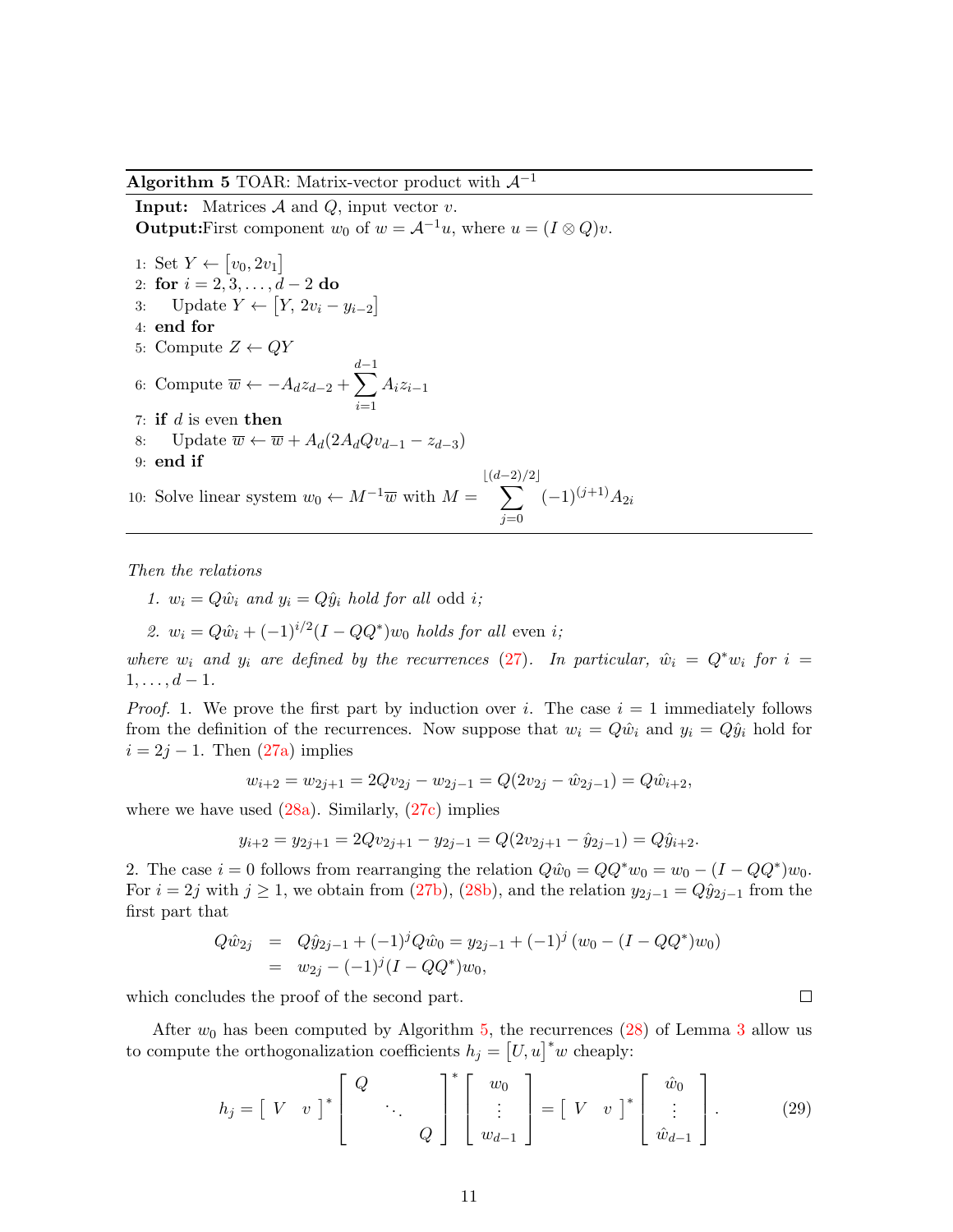**Algorithm 5** TOAR: Matrix-vector product with $\mathcal{A}^{-1}$

**Input:** Matrices $\mathcal{A}$ and $Q$, input vector $v$.
**Output:** First component $w_0$ of $w = \mathcal{A}^{-1}u$, where $u = (I \otimes Q)v$.

1: Set $Y \leftarrow \begin{bmatrix} v_0, 2v_1 \end{bmatrix}$
2: **for** $i = 2, 3, \ldots, d-2$ **do**
3: Update $Y \leftarrow \begin{bmatrix} Y, 2v_i - y_{i-2} \end{bmatrix}$
4: **end for**
5: Compute $Z \leftarrow QY$
6: Compute $\overline{w} \leftarrow -A_d z_{d-2} + \sum_{i=1}^{d-1} A_i z_{i-1}$
7: **if** $d$ is even **then**
8: Update $\overline{w} \leftarrow \overline{w} + A_d(2A_dQv_{d-1} - z_{d-3})$
9: **end if**
10: Solve linear system $w_0 \leftarrow M^{-1}\overline{w}$ with $M = \sum_{j=0}^{\lfloor (d-2)/2 \rfloor} (-1)^{(j+1)} A_{2i}$

*Then the relations*

1. *$w_i = Q\hat{w}_i$ and $y_i = Q\hat{y}_i$ hold for all* odd *$i$;*
2. *$w_i = Q\hat{w}_i + (-1)^{i/2}(I - QQ^*)w_0$ holds for all* even *$i$;*

*where $w_i$ and $y_i$ are defined by the recurrences (27). In particular, $\hat{w}_i = Q^*w_i$ for $i = 1, \ldots, d-1$.*

*Proof.* 1. We prove the first part by induction over $i$. The case $i = 1$ immediately follows from the definition of the recurrences. Now suppose that $w_i = Q\hat{w}_i$ and $y_i = Q\hat{y}_i$ hold for $i = 2j - 1$. Then (27a) implies

$$w_{i+2} = w_{2j+1} = 2Qv_{2j} - w_{2j-1} = Q(2v_{2j} - \hat{w}_{2j-1}) = Q\hat{w}_{i+2},$$

where we have used (28a). Similarly, (27c) implies

$$y_{i+2} = y_{2j+1} = 2Qv_{2j+1} - y_{2j-1} = Q(2v_{2j+1} - \hat{y}_{2j-1}) = Q\hat{y}_{i+2}.$$

2. The case $i = 0$ follows from rearranging the relation $Q\hat{w}_0 = QQ^*w_0 = w_0 - (I - QQ^*)w_0$. For $i = 2j$ with $j \geq 1$, we obtain from (27b), (28b), and the relation $y_{2j-1} = Q\hat{y}_{2j-1}$ from the first part that

$$\begin{aligned} Q\hat{w}_{2j} &= Q\hat{y}_{2j-1} + (-1)^j Q\hat{w}_0 = y_{2j-1} + (-1)^j \left(w_0 - (I - QQ^*)w_0\right) \\ &= w_{2j} - (-1)^j (I - QQ^*)w_0, \end{aligned}$$

which concludes the proof of the second part. $\square$

After $w_0$ has been computed by Algorithm 5, the recurrences (28) of Lemma 3 allow us to compute the orthogonalization coefficients $h_j = \begin{bmatrix} U, u \end{bmatrix}^* w$ cheaply:

$$h_j = \begin{bmatrix} V & v \end{bmatrix}^* \begin{bmatrix} Q & & \\ & \ddots & \\ & & Q \end{bmatrix}^* \begin{bmatrix} w_0 \\ \vdots \\ w_{d-1} \end{bmatrix} = \begin{bmatrix} V & v \end{bmatrix}^* \begin{bmatrix} \hat{w}_0 \\ \vdots \\ \hat{w}_{d-1} \end{bmatrix}. \tag{29}$$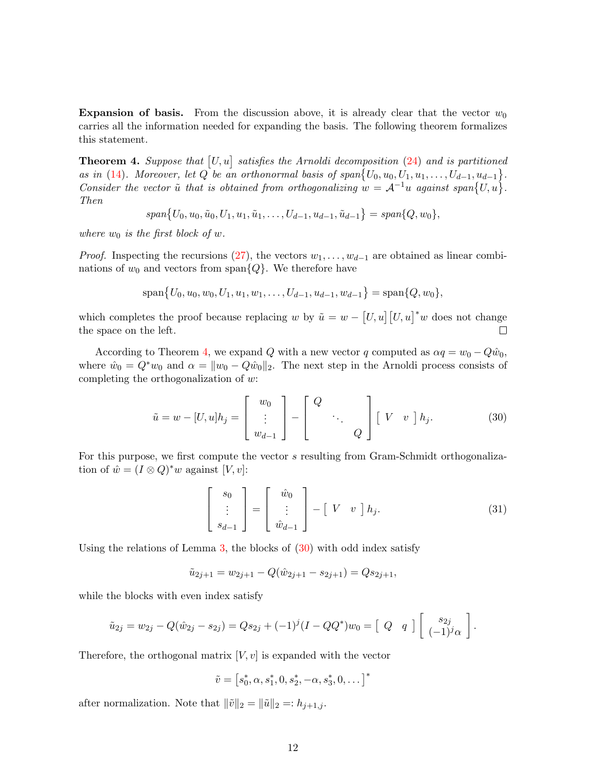**Expansion of basis.** From the discussion above, it is already clear that the vector $w_0$ carries all the information needed for expanding the basis. The following theorem formalizes this statement.

**Theorem 4.** *Suppose that $\big[U, u\big]$ satisfies the Arnoldi decomposition (24) and is partitioned as in (14). Moreover, let $Q$ be an orthonormal basis of span$\big\{U_0, u_0, U_1, u_1, \dots, U_{d-1}, u_{d-1}\big\}$. Consider the vector $\tilde{u}$ that is obtained from orthogonalizing $w = \mathcal{A}^{-1}u$ against span$\big\{U, u\big\}$. Then*

$$\text{span}\big\{U_0, u_0, \tilde{u}_0, U_1, u_1, \tilde{u}_1, \dots, U_{d-1}, u_{d-1}, \tilde{u}_{d-1}\big\} = \text{span}\{Q, w_0\},$$

*where $w_0$ is the first block of $w$.*

*Proof.* Inspecting the recursions (27), the vectors $w_1, \dots, w_{d-1}$ are obtained as linear combinations of $w_0$ and vectors from span$\{Q\}$. We therefore have

$$\text{span}\big\{U_0, u_0, w_0, U_1, u_1, w_1, \dots, U_{d-1}, u_{d-1}, w_{d-1}\big\} = \text{span}\{Q, w_0\},$$

which completes the proof because replacing $w$ by $\tilde{u} = w - \big[U, u\big]\big[U, u\big]^* w$ does not change the space on the left. □

According to Theorem 4, we expand $Q$ with a new vector $q$ computed as $\alpha q = w_0 - Q\hat{w}_0$, where $\hat{w}_0 = Q^* w_0$ and $\alpha = \|w_0 - Q\hat{w}_0\|_2$. The next step in the Arnoldi process consists of completing the orthogonalization of $w$:

$$\tilde{u} = w - [U, u]h_j = \begin{bmatrix} w_0 \\ \vdots \\ w_{d-1} \end{bmatrix} - \begin{bmatrix} Q & & \\ & \ddots & \\ & & Q \end{bmatrix} \begin{bmatrix} V & v \end{bmatrix} h_j. \tag{30}$$

For this purpose, we first compute the vector $s$ resulting from Gram-Schmidt orthogonalization of $\hat{w} = (I \otimes Q)^* w$ against $[V, v]$:

$$\begin{bmatrix} s_0 \\ \vdots \\ s_{d-1} \end{bmatrix} = \begin{bmatrix} \hat{w}_0 \\ \vdots \\ \hat{w}_{d-1} \end{bmatrix} - \begin{bmatrix} V & v \end{bmatrix} h_j. \tag{31}$$

Using the relations of Lemma 3, the blocks of (30) with odd index satisfy

$$\tilde{u}_{2j+1} = w_{2j+1} - Q(\hat{w}_{2j+1} - s_{2j+1}) = Q s_{2j+1},$$

while the blocks with even index satisfy

$$\tilde{u}_{2j} = w_{2j} - Q(\hat{w}_{2j} - s_{2j}) = Q s_{2j} + (-1)^j (I - QQ^*) w_0 = \begin{bmatrix} Q & q \end{bmatrix} \begin{bmatrix} s_{2j} \\ (-1)^j \alpha \end{bmatrix}.$$

Therefore, the orthogonal matrix $[V, v]$ is expanded with the vector

$$\tilde{v} = \big[s_0^*, \alpha, s_1^*, 0, s_2^*, -\alpha, s_3^*, 0, \dots\big]^*$$

after normalization. Note that $\|\tilde{v}\|_2 = \|\tilde{u}\|_2 =: h_{j+1,j}$.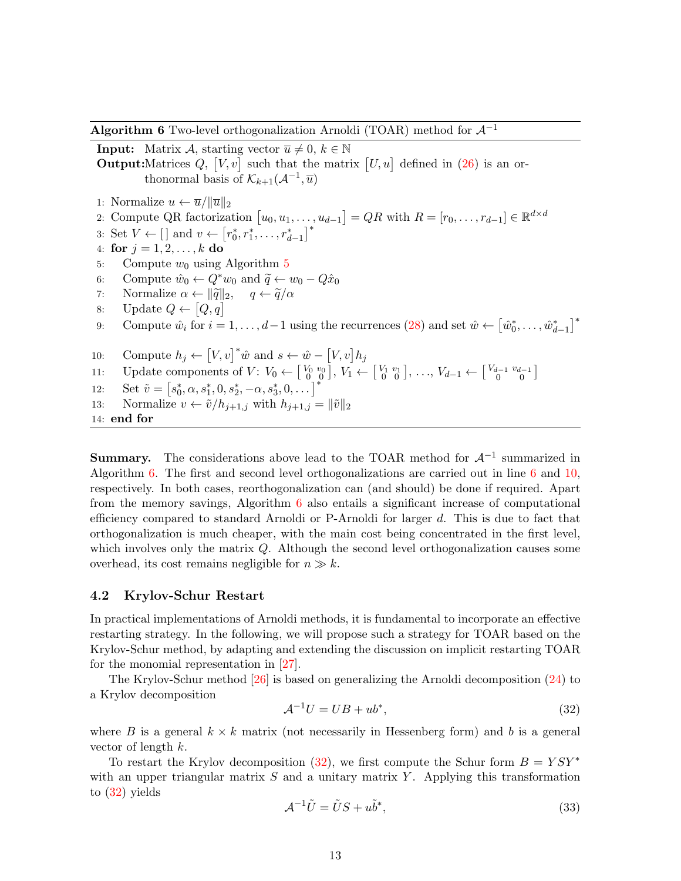**Algorithm 6** Two-level orthogonalization Arnoldi (TOAR) method for $\mathcal{A}^{-1}$

**Input:** Matrix $\mathcal{A}$, starting vector $\overline{u} \neq 0$, $k \in \mathbb{N}$
**Output:** Matrices $Q$, $[V, v]$ such that the matrix $[U, u]$ defined in (26) is an orthonormal basis of $\mathcal{K}_{k+1}(\mathcal{A}^{-1}, \overline{u})$

1: Normalize $u \leftarrow \overline{u}/\|\overline{u}\|_2$
2: Compute QR factorization $[u_0, u_1, \dots, u_{d-1}] = QR$ with $R = [r_0, \dots, r_{d-1}] \in \mathbb{R}^{d \times d}$
3: Set $V \leftarrow [\,]$ and $v \leftarrow [r_0^*, r_1^*, \dots, r_{d-1}^*]^*$
4: **for** $j = 1, 2, \dots, k$ **do**
5: Compute $w_0$ using Algorithm 5
6: Compute $\hat{w}_0 \leftarrow Q^* w_0$ and $\widetilde{q} \leftarrow w_0 - Q\hat{x}_0$
7: Normalize $\alpha \leftarrow \|\widetilde{q}\|_2$, $q \leftarrow \widetilde{q}/\alpha$
8: Update $Q \leftarrow [Q, q]$
9: Compute $\hat{w}_i$ for $i = 1, \dots, d-1$ using the recurrences (28) and set $\hat{w} \leftarrow [\hat{w}_0^*, \dots, \hat{w}_{d-1}^*]^*$
10: Compute $h_j \leftarrow [V, v]^* \hat{w}$ and $s \leftarrow \hat{w} - [V, v] h_j$
11: Update components of $V$: $V_0 \leftarrow \begin{bmatrix} V_0 & v_0 \\ 0 & 0 \end{bmatrix}$, $V_1 \leftarrow \begin{bmatrix} V_1 & v_1 \\ 0 & 0 \end{bmatrix}$, …, $V_{d-1} \leftarrow \begin{bmatrix} V_{d-1} & v_{d-1} \\ 0 & 0 \end{bmatrix}$
12: Set $\tilde{v} = [s_0^*, \alpha, s_1^*, 0, s_2^*, -\alpha, s_3^*, 0, \dots]^*$
13: Normalize $v \leftarrow \tilde{v}/h_{j+1,j}$ with $h_{j+1,j} = \|\tilde{v}\|_2$
14: **end for**

**Summary.** The considerations above lead to the TOAR method for $\mathcal{A}^{-1}$ summarized in Algorithm 6. The first and second level orthogonalizations are carried out in line 6 and 10, respectively. In both cases, reorthogonalization can (and should) be done if required. Apart from the memory savings, Algorithm 6 also entails a significant increase of computational efficiency compared to standard Arnoldi or P-Arnoldi for larger $d$. This is due to fact that orthogonalization is much cheaper, with the main cost being concentrated in the first level, which involves only the matrix $Q$. Although the second level orthogonalization causes some overhead, its cost remains negligible for $n \gg k$.

### 4.2 Krylov-Schur Restart

In practical implementations of Arnoldi methods, it is fundamental to incorporate an effective restarting strategy. In the following, we will propose such a strategy for TOAR based on the Krylov-Schur method, by adapting and extending the discussion on implicit restarting TOAR for the monomial representation in [27].

The Krylov-Schur method [26] is based on generalizing the Arnoldi decomposition (24) to a Krylov decomposition

$$\mathcal{A}^{-1} U = UB + ub^*, \tag{32}$$

where $B$ is a general $k \times k$ matrix (not necessarily in Hessenberg form) and $b$ is a general vector of length $k$.

To restart the Krylov decomposition (32), we first compute the Schur form $B = YSY^*$ with an upper triangular matrix $S$ and a unitary matrix $Y$. Applying this transformation to (32) yields

$$\mathcal{A}^{-1} \tilde{U} = \tilde{U} S + u\tilde{b}^*, \tag{33}$$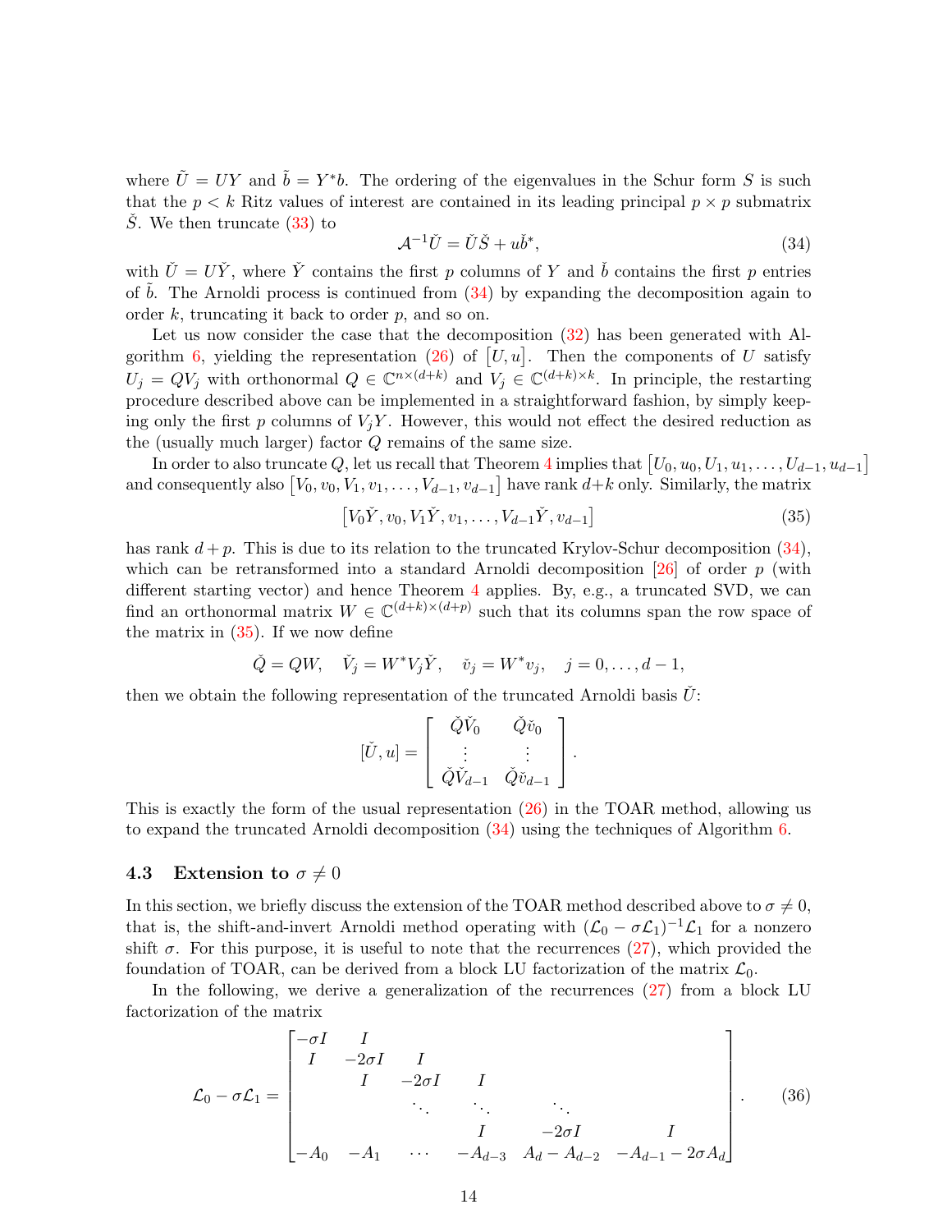where $\tilde{U} = UY$ and $\tilde{b} = Y^* b$. The ordering of the eigenvalues in the Schur form $S$ is such that the $p < k$ Ritz values of interest are contained in its leading principal $p \times p$ submatrix $\check{S}$. We then truncate (33) to

$$\mathcal{A}^{-1} \check{U} = \check{U} \check{S} + u \check{b}^*, \tag{34}$$

with $\check{U} = U\check{Y}$, where $\check{Y}$ contains the first $p$ columns of $Y$ and $\check{b}$ contains the first $p$ entries of $\tilde{b}$. The Arnoldi process is continued from (34) by expanding the decomposition again to order $k$, truncating it back to order $p$, and so on.

Let us now consider the case that the decomposition (32) has been generated with Algorithm 6, yielding the representation (26) of $[U, u]$. Then the components of $U$ satisfy $U_j = QV_j$ with orthonormal $Q \in \mathbb{C}^{n \times (d+k)}$ and $V_j \in \mathbb{C}^{(d+k) \times k}$. In principle, the restarting procedure described above can be implemented in a straightforward fashion, by simply keeping only the first $p$ columns of $V_j Y$. However, this would not effect the desired reduction as the (usually much larger) factor $Q$ remains of the same size.

In order to also truncate $Q$, let us recall that Theorem 4 implies that $[U_0, u_0, U_1, u_1, \ldots, U_{d-1}, u_{d-1}]$ and consequently also $[V_0, v_0, V_1, v_1, \ldots, V_{d-1}, v_{d-1}]$ have rank $d+k$ only. Similarly, the matrix

$$\left[V_0 \check{Y}, v_0, V_1 \check{Y}, v_1, \ldots, V_{d-1} \check{Y}, v_{d-1}\right] \tag{35}$$

has rank $d + p$. This is due to its relation to the truncated Krylov-Schur decomposition (34), which can be retransformed into a standard Arnoldi decomposition [26] of order $p$ (with different starting vector) and hence Theorem 4 applies. By, e.g., a truncated SVD, we can find an orthonormal matrix $W \in \mathbb{C}^{(d+k) \times (d+p)}$ such that its columns span the row space of the matrix in (35). If we now define

$$\check{Q} = QW, \quad \check{V}_j = W^* V_j \check{Y}, \quad \check{v}_j = W^* v_j, \quad j = 0, \ldots, d-1,$$

then we obtain the following representation of the truncated Arnoldi basis $\check{U}$:

$$[\check{U}, u] = \begin{bmatrix} \check{Q}\check{V}_0 & \check{Q}\check{v}_0 \\ \vdots & \vdots \\ \check{Q}\check{V}_{d-1} & \check{Q}\check{v}_{d-1} \end{bmatrix}.$$

This is exactly the form of the usual representation (26) in the TOAR method, allowing us to expand the truncated Arnoldi decomposition (34) using the techniques of Algorithm 6.

### 4.3 Extension to $\sigma \neq 0$

In this section, we briefly discuss the extension of the TOAR method described above to $\sigma \neq 0$, that is, the shift-and-invert Arnoldi method operating with $(\mathcal{L}_0 - \sigma \mathcal{L}_1)^{-1} \mathcal{L}_1$ for a nonzero shift $\sigma$. For this purpose, it is useful to note that the recurrences (27), which provided the foundation of TOAR, can be derived from a block LU factorization of the matrix $\mathcal{L}_0$.

In the following, we derive a generalization of the recurrences (27) from a block LU factorization of the matrix

$$\mathcal{L}_0 - \sigma \mathcal{L}_1 = \begin{bmatrix} -\sigma I & I & & & & \\ I & -2\sigma I & I & & & \\ & I & -2\sigma I & I & & \\ & & \ddots & \ddots & \ddots & \\ & & & I & -2\sigma I & I \\ -A_0 & -A_1 & \cdots & -A_{d-3} & A_d - A_{d-2} & -A_{d-1} - 2\sigma A_d \end{bmatrix}. \tag{36}$$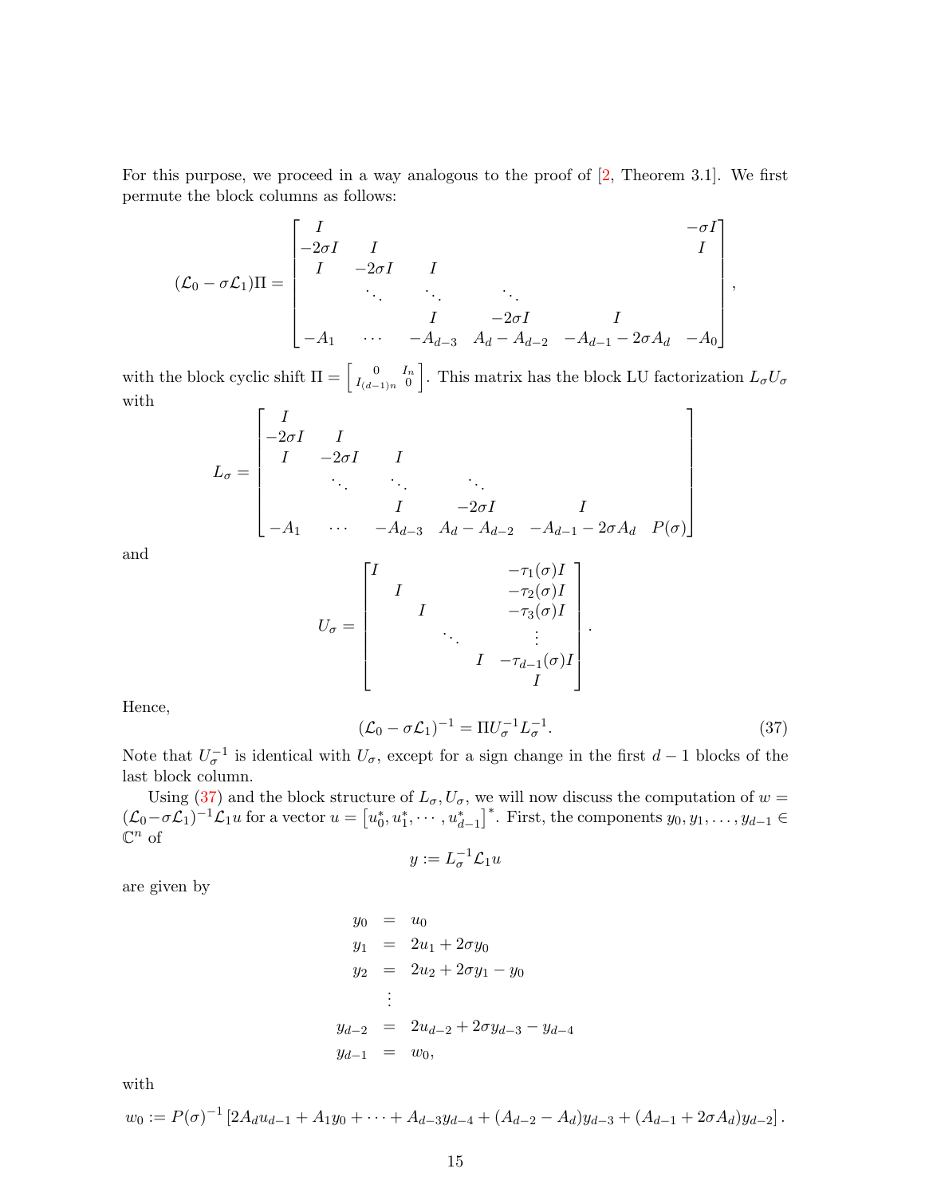For this purpose, we proceed in a way analogous to the proof of [2, Theorem 3.1]. We first permute the block columns as follows:

$$
(\mathcal{L}_0 - \sigma \mathcal{L}_1)\Pi = \begin{bmatrix} I & & & & & -\sigma I \\ -2\sigma I & I & & & & I \\ I & -2\sigma I & I & & & \\ & \ddots & \ddots & \ddots & & \\ & & I & -2\sigma I & I & \\ -A_1 & \cdots & -A_{d-3} & A_d - A_{d-2} & -A_{d-1} - 2\sigma A_d & -A_0 \end{bmatrix},
$$

with the block cyclic shift $\Pi = \left[\begin{smallmatrix} 0 & I_n \\ I_{(d-1)n} & 0 \end{smallmatrix}\right]$. This matrix has the block LU factorization $L_\sigma U_\sigma$ with

$$
L_\sigma = \begin{bmatrix} I & & & & & \\ -2\sigma I & I & & & & \\ I & -2\sigma I & I & & & \\ & \ddots & \ddots & \ddots & & \\ & & I & -2\sigma I & I & \\ -A_1 & \cdots & -A_{d-3} & A_d - A_{d-2} & -A_{d-1} - 2\sigma A_d & P(\sigma) \end{bmatrix}
$$

and

$$
U_\sigma = \begin{bmatrix} I & & & & & -\tau_1(\sigma) I \\ & I & & & & -\tau_2(\sigma) I \\ & & I & & & -\tau_3(\sigma) I \\ & & & \ddots & & \vdots \\ & & & & I & -\tau_{d-1}(\sigma) I \\ & & & & & I \end{bmatrix}.
$$

Hence,

$$
(\mathcal{L}_0 - \sigma \mathcal{L}_1)^{-1} = \Pi U_\sigma^{-1} L_\sigma^{-1}. \tag{37}
$$

Note that $U_\sigma^{-1}$ is identical with $U_\sigma$, except for a sign change in the first $d-1$ blocks of the last block column.

Using (37) and the block structure of $L_\sigma, U_\sigma$, we will now discuss the computation of $w = (\mathcal{L}_0 - \sigma \mathcal{L}_1)^{-1} \mathcal{L}_1 u$ for a vector $u = \left[u_0^*, u_1^*, \cdots, u_{d-1}^*\right]^*$. First, the components $y_0, y_1, \ldots, y_{d-1} \in \mathbb{C}^n$ of

$$
y := L_\sigma^{-1} \mathcal{L}_1 u
$$

are given by

$$
\begin{aligned}
y_0 &= u_0 \\
y_1 &= 2u_1 + 2\sigma y_0 \\
y_2 &= 2u_2 + 2\sigma y_1 - y_0 \\
&\vdots \\
y_{d-2} &= 2u_{d-2} + 2\sigma y_{d-3} - y_{d-4} \\
y_{d-1} &= w_0,
\end{aligned}
$$

with

$$
w_0 := P(\sigma)^{-1} \left[2A_d u_{d-1} + A_1 y_0 + \cdots + A_{d-3} y_{d-4} + (A_{d-2} - A_d) y_{d-3} + (A_{d-1} + 2\sigma A_d) y_{d-2}\right].
$$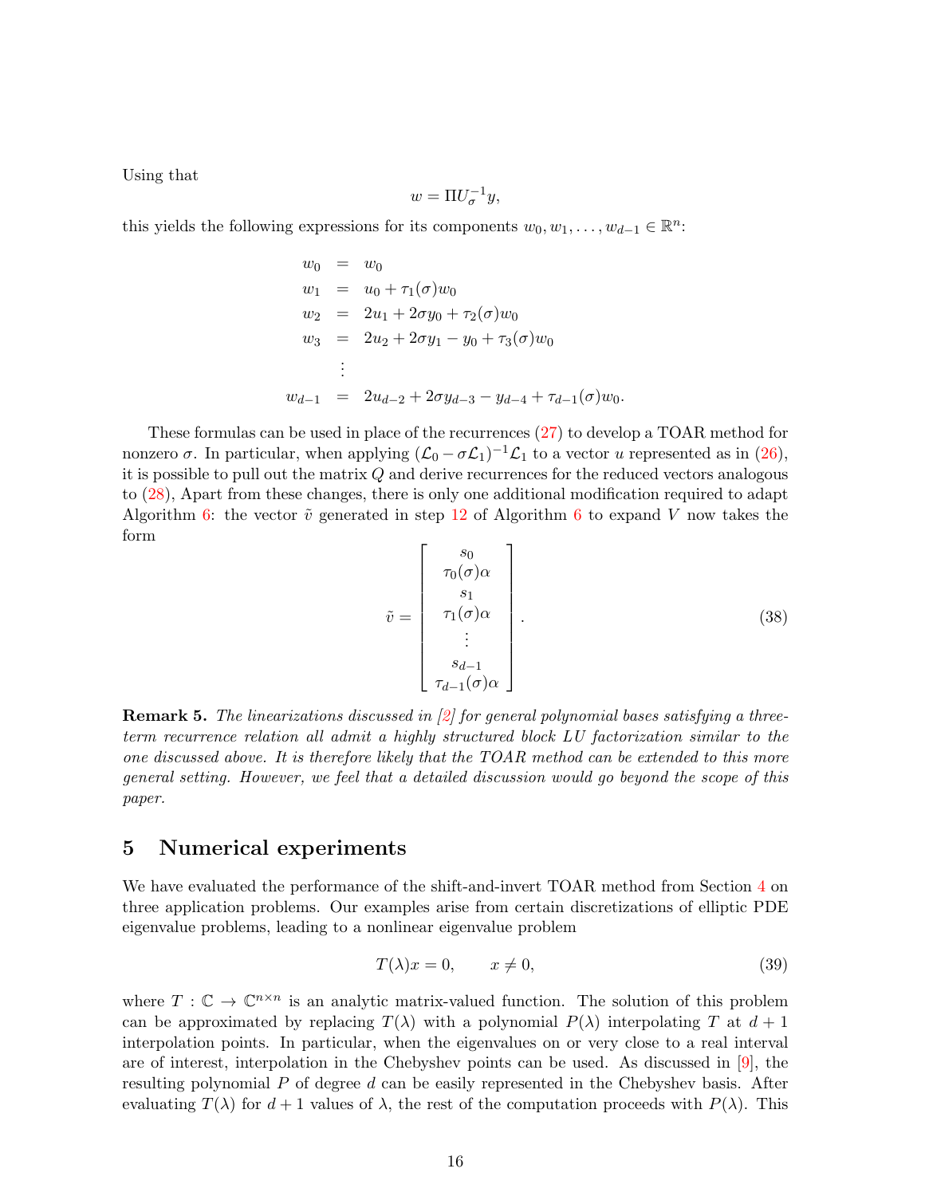Using that

$$w = \Pi U_\sigma^{-1} y,$$

this yields the following expressions for its components $w_0, w_1, \dots, w_{d-1} \in \mathbb{R}^n$:

$$
\begin{aligned}
w_0 &= w_0 \\
w_1 &= u_0 + \tau_1(\sigma) w_0 \\
w_2 &= 2u_1 + 2\sigma y_0 + \tau_2(\sigma) w_0 \\
w_3 &= 2u_2 + 2\sigma y_1 - y_0 + \tau_3(\sigma) w_0 \\
&\vdots \\
w_{d-1} &= 2u_{d-2} + 2\sigma y_{d-3} - y_{d-4} + \tau_{d-1}(\sigma) w_0.
\end{aligned}
$$

These formulas can be used in place of the recurrences (27) to develop a TOAR method for nonzero $\sigma$. In particular, when applying $(\mathcal{L}_0 - \sigma \mathcal{L}_1)^{-1} \mathcal{L}_1$ to a vector $u$ represented as in (26), it is possible to pull out the matrix $Q$ and derive recurrences for the reduced vectors analogous to (28), Apart from these changes, there is only one additional modification required to adapt Algorithm 6: the vector $\tilde{v}$ generated in step 12 of Algorithm 6 to expand $V$ now takes the form

$$\tilde{v} = \begin{bmatrix} s_0 \\ \tau_0(\sigma)\alpha \\ s_1 \\ \tau_1(\sigma)\alpha \\ \vdots \\ s_{d-1} \\ \tau_{d-1}(\sigma)\alpha \end{bmatrix}. \tag{38}$$

**Remark 5.** *The linearizations discussed in [2] for general polynomial bases satisfying a three-term recurrence relation all admit a highly structured block LU factorization similar to the one discussed above. It is therefore likely that the TOAR method can be extended to this more general setting. However, we feel that a detailed discussion would go beyond the scope of this paper.*

## 5 Numerical experiments

We have evaluated the performance of the shift-and-invert TOAR method from Section 4 on three application problems. Our examples arise from certain discretizations of elliptic PDE eigenvalue problems, leading to a nonlinear eigenvalue problem

$$T(\lambda)x = 0, \qquad x \neq 0, \tag{39}$$

where $T : \mathbb{C} \to \mathbb{C}^{n \times n}$ is an analytic matrix-valued function. The solution of this problem can be approximated by replacing $T(\lambda)$ with a polynomial $P(\lambda)$ interpolating $T$ at $d+1$ interpolation points. In particular, when the eigenvalues on or very close to a real interval are of interest, interpolation in the Chebyshev points can be used. As discussed in [9], the resulting polynomial $P$ of degree $d$ can be easily represented in the Chebyshev basis. After evaluating $T(\lambda)$ for $d+1$ values of $\lambda$, the rest of the computation proceeds with $P(\lambda)$. This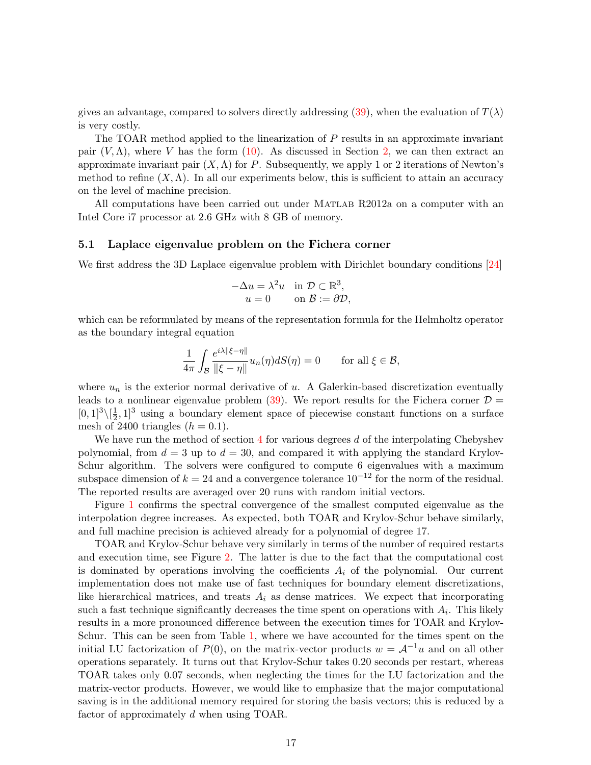gives an advantage, compared to solvers directly addressing (39), when the evaluation of $T(\lambda)$ is very costly.

The TOAR method applied to the linearization of $P$ results in an approximate invariant pair $(V, \Lambda)$, where $V$ has the form (10). As discussed in Section 2, we can then extract an approximate invariant pair $(X, \Lambda)$ for $P$. Subsequently, we apply 1 or 2 iterations of Newton's method to refine $(X, \Lambda)$. In all our experiments below, this is sufficient to attain an accuracy on the level of machine precision.

All computations have been carried out under MATLAB R2012a on a computer with an Intel Core i7 processor at 2.6 GHz with 8 GB of memory.

### 5.1 Laplace eigenvalue problem on the Fichera corner

We first address the 3D Laplace eigenvalue problem with Dirichlet boundary conditions [24]

$$
\begin{aligned}
-\Delta u &= \lambda^2 u \quad \text{in } \mathcal{D} \subset \mathbb{R}^3, \\
u &= 0 \qquad \text{on } \mathcal{B} := \partial\mathcal{D},
\end{aligned}
$$

which can be reformulated by means of the representation formula for the Helmholtz operator as the boundary integral equation

$$
\frac{1}{4\pi} \int_{\mathcal{B}} \frac{e^{i\lambda\|\xi-\eta\|}}{\|\xi-\eta\|} u_n(\eta) dS(\eta) = 0 \qquad \text{for all } \xi \in \mathcal{B},
$$

where $u_n$ is the exterior normal derivative of $u$. A Galerkin-based discretization eventually leads to a nonlinear eigenvalue problem (39). We report results for the Fichera corner $\mathcal{D} = [0,1]^3 \backslash [\frac{1}{2}, 1]^3$ using a boundary element space of piecewise constant functions on a surface mesh of 2400 triangles ($h = 0.1$).

We have run the method of section 4 for various degrees $d$ of the interpolating Chebyshev polynomial, from $d = 3$ up to $d = 30$, and compared it with applying the standard Krylov-Schur algorithm. The solvers were configured to compute 6 eigenvalues with a maximum subspace dimension of $k = 24$ and a convergence tolerance $10^{-12}$ for the norm of the residual. The reported results are averaged over 20 runs with random initial vectors.

Figure 1 confirms the spectral convergence of the smallest computed eigenvalue as the interpolation degree increases. As expected, both TOAR and Krylov-Schur behave similarly, and full machine precision is achieved already for a polynomial of degree 17.

TOAR and Krylov-Schur behave very similarly in terms of the number of required restarts and execution time, see Figure 2. The latter is due to the fact that the computational cost is dominated by operations involving the coefficients $A_i$ of the polynomial. Our current implementation does not make use of fast techniques for boundary element discretizations, like hierarchical matrices, and treats $A_i$ as dense matrices. We expect that incorporating such a fast technique significantly decreases the time spent on operations with $A_i$. This likely results in a more pronounced difference between the execution times for TOAR and Krylov-Schur. This can be seen from Table 1, where we have accounted for the times spent on the initial LU factorization of $P(0)$, on the matrix-vector products $w = \mathcal{A}^{-1}u$ and on all other operations separately. It turns out that Krylov-Schur takes 0.20 seconds per restart, whereas TOAR takes only 0.07 seconds, when neglecting the times for the LU factorization and the matrix-vector products. However, we would like to emphasize that the major computational saving is in the additional memory required for storing the basis vectors; this is reduced by a factor of approximately $d$ when using TOAR.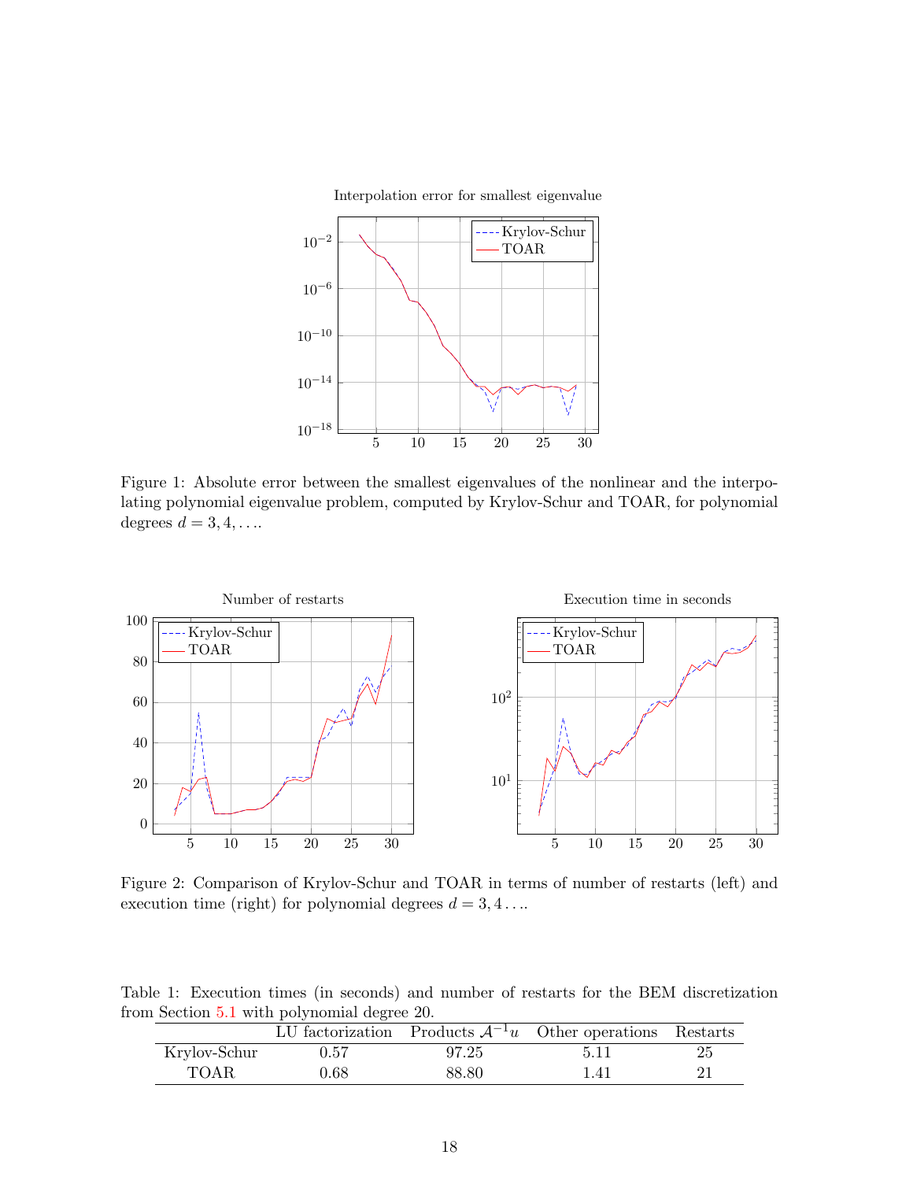Figure 1: Absolute error between the smallest eigenvalues of the nonlinear and the interpolating polynomial eigenvalue problem, computed by Krylov-Schur and TOAR, for polynomial degrees $d = 3, 4, \ldots$.

Figure 2: Comparison of Krylov-Schur and TOAR in terms of number of restarts (left) and execution time (right) for polynomial degrees $d = 3, 4 \ldots$.

Table 1: Execution times (in seconds) and number of restarts for the BEM discretization from Section 5.1 with polynomial degree 20.

| | LU factorization | Products $\mathcal{A}^{-1}u$ | Other operations | Restarts |
|---|---|---|---|---|
| Krylov-Schur | 0.57 | 97.25 | 5.11 | 25 |
| TOAR | 0.68 | 88.80 | 1.41 | 21 |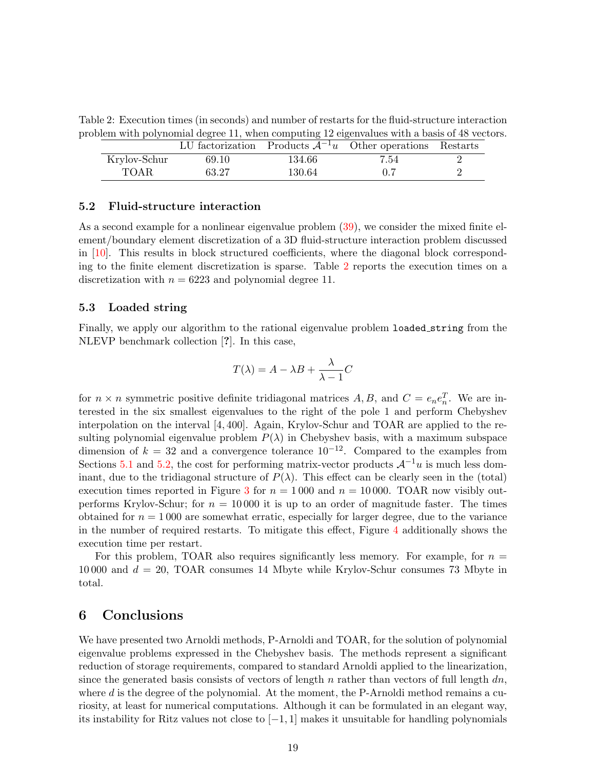Table 2: Execution times (in seconds) and number of restarts for the fluid-structure interaction problem with polynomial degree 11, when computing 12 eigenvalues with a basis of 48 vectors.

| | LU factorization | Products $\mathcal{A}^{-1}u$ | Other operations | Restarts |
|---|---|---|---|---|
| Krylov-Schur | 69.10 | 134.66 | 7.54 | 2 |
| TOAR | 63.27 | 130.64 | 0.7 | 2 |

### 5.2 Fluid-structure interaction

As a second example for a nonlinear eigenvalue problem (39), we consider the mixed finite element/boundary element discretization of a 3D fluid-structure interaction problem discussed in [10]. This results in block structured coefficients, where the diagonal block corresponding to the finite element discretization is sparse. Table 2 reports the execution times on a discretization with $n = 6223$ and polynomial degree 11.

### 5.3 Loaded string

Finally, we apply our algorithm to the rational eigenvalue problem loaded_string from the NLEVP benchmark collection [?]. In this case,

$$T(\lambda) = A - \lambda B + \frac{\lambda}{\lambda - 1} C$$

for $n \times n$ symmetric positive definite tridiagonal matrices $A, B$, and $C = e_n e_n^T$. We are interested in the six smallest eigenvalues to the right of the pole 1 and perform Chebyshev interpolation on the interval $[4, 400]$. Again, Krylov-Schur and TOAR are applied to the resulting polynomial eigenvalue problem $P(\lambda)$ in Chebyshev basis, with a maximum subspace dimension of $k = 32$ and a convergence tolerance $10^{-12}$. Compared to the examples from Sections 5.1 and 5.2, the cost for performing matrix-vector products $\mathcal{A}^{-1}u$ is much less dominant, due to the tridiagonal structure of $P(\lambda)$. This effect can be clearly seen in the (total) execution times reported in Figure 3 for $n = 1\,000$ and $n = 10\,000$. TOAR now visibly outperforms Krylov-Schur; for $n = 10\,000$ it is up to an order of magnitude faster. The times obtained for $n = 1\,000$ are somewhat erratic, especially for larger degree, due to the variance in the number of required restarts. To mitigate this effect, Figure 4 additionally shows the execution time per restart.

For this problem, TOAR also requires significantly less memory. For example, for $n = 10\,000$ and $d = 20$, TOAR consumes 14 Mbyte while Krylov-Schur consumes 73 Mbyte in total.

## 6 Conclusions

We have presented two Arnoldi methods, P-Arnoldi and TOAR, for the solution of polynomial eigenvalue problems expressed in the Chebyshev basis. The methods represent a significant reduction of storage requirements, compared to standard Arnoldi applied to the linearization, since the generated basis consists of vectors of length $n$ rather than vectors of full length $dn$, where $d$ is the degree of the polynomial. At the moment, the P-Arnoldi method remains a curiosity, at least for numerical computations. Although it can be formulated in an elegant way, its instability for Ritz values not close to $[-1, 1]$ makes it unsuitable for handling polynomials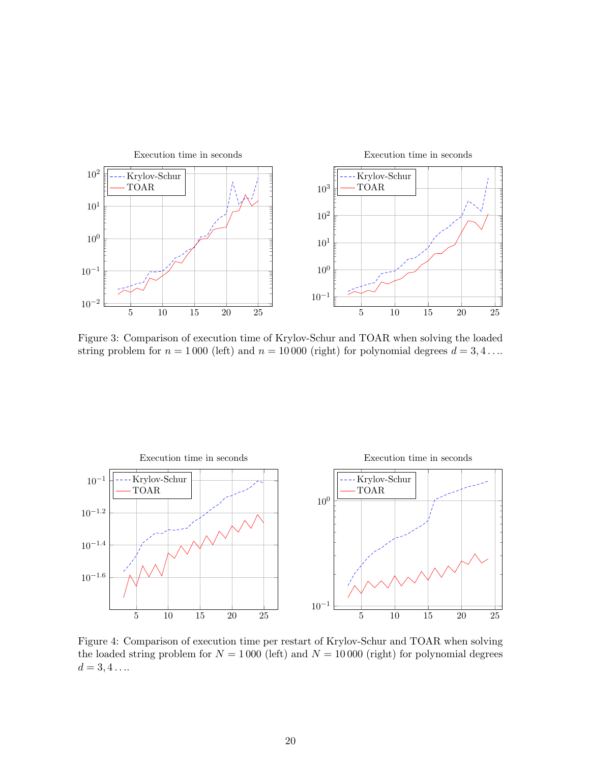Figure 3: Comparison of execution time of Krylov-Schur and TOAR when solving the loaded string problem for $n = 1\,000$ (left) and $n = 10\,000$ (right) for polynomial degrees $d = 3, 4 \ldots$.

Figure 4: Comparison of execution time per restart of Krylov-Schur and TOAR when solving the loaded string problem for $N = 1\,000$ (left) and $N = 10\,000$ (right) for polynomial degrees $d = 3, 4 \ldots$.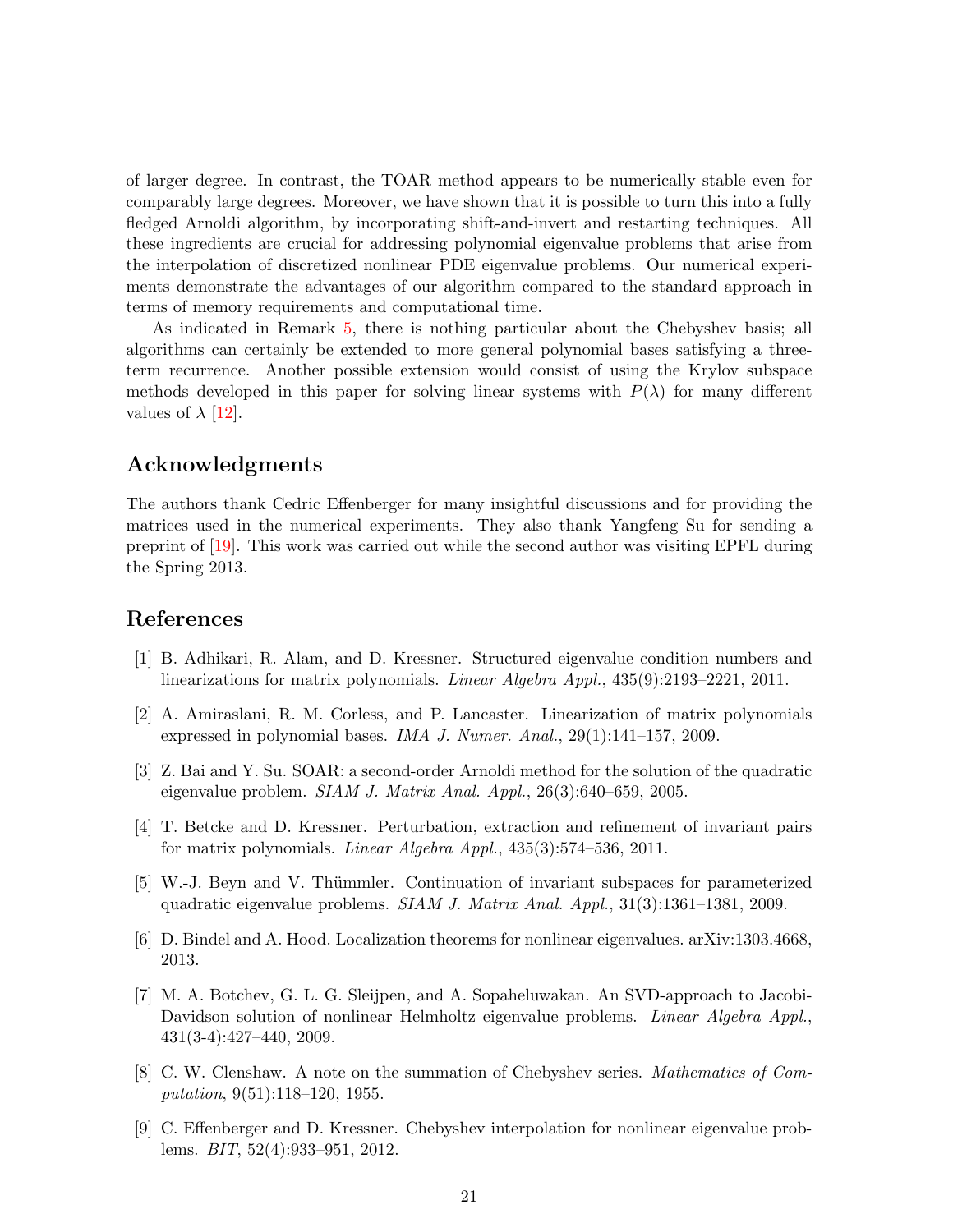of larger degree. In contrast, the TOAR method appears to be numerically stable even for comparably large degrees. Moreover, we have shown that it is possible to turn this into a fully fledged Arnoldi algorithm, by incorporating shift-and-invert and restarting techniques. All these ingredients are crucial for addressing polynomial eigenvalue problems that arise from the interpolation of discretized nonlinear PDE eigenvalue problems. Our numerical experiments demonstrate the advantages of our algorithm compared to the standard approach in terms of memory requirements and computational time.

As indicated in Remark 5, there is nothing particular about the Chebyshev basis; all algorithms can certainly be extended to more general polynomial bases satisfying a three-term recurrence. Another possible extension would consist of using the Krylov subspace methods developed in this paper for solving linear systems with $P(\lambda)$ for many different values of $\lambda$ [12].

## Acknowledgments

The authors thank Cedric Effenberger for many insightful discussions and for providing the matrices used in the numerical experiments. They also thank Yangfeng Su for sending a preprint of [19]. This work was carried out while the second author was visiting EPFL during the Spring 2013.

## References

[1] B. Adhikari, R. Alam, and D. Kressner. Structured eigenvalue condition numbers and linearizations for matrix polynomials. *Linear Algebra Appl.*, 435(9):2193–2221, 2011.

[2] A. Amiraslani, R. M. Corless, and P. Lancaster. Linearization of matrix polynomials expressed in polynomial bases. *IMA J. Numer. Anal.*, 29(1):141–157, 2009.

[3] Z. Bai and Y. Su. SOAR: a second-order Arnoldi method for the solution of the quadratic eigenvalue problem. *SIAM J. Matrix Anal. Appl.*, 26(3):640–659, 2005.

[4] T. Betcke and D. Kressner. Perturbation, extraction and refinement of invariant pairs for matrix polynomials. *Linear Algebra Appl.*, 435(3):574–536, 2011.

[5] W.-J. Beyn and V. Thümmler. Continuation of invariant subspaces for parameterized quadratic eigenvalue problems. *SIAM J. Matrix Anal. Appl.*, 31(3):1361–1381, 2009.

[6] D. Bindel and A. Hood. Localization theorems for nonlinear eigenvalues. arXiv:1303.4668, 2013.

[7] M. A. Botchev, G. L. G. Sleijpen, and A. Sopaheluwakan. An SVD-approach to Jacobi-Davidson solution of nonlinear Helmholtz eigenvalue problems. *Linear Algebra Appl.*, 431(3-4):427–440, 2009.

[8] C. W. Clenshaw. A note on the summation of Chebyshev series. *Mathematics of Computation*, 9(51):118–120, 1955.

[9] C. Effenberger and D. Kressner. Chebyshev interpolation for nonlinear eigenvalue problems. *BIT*, 52(4):933–951, 2012.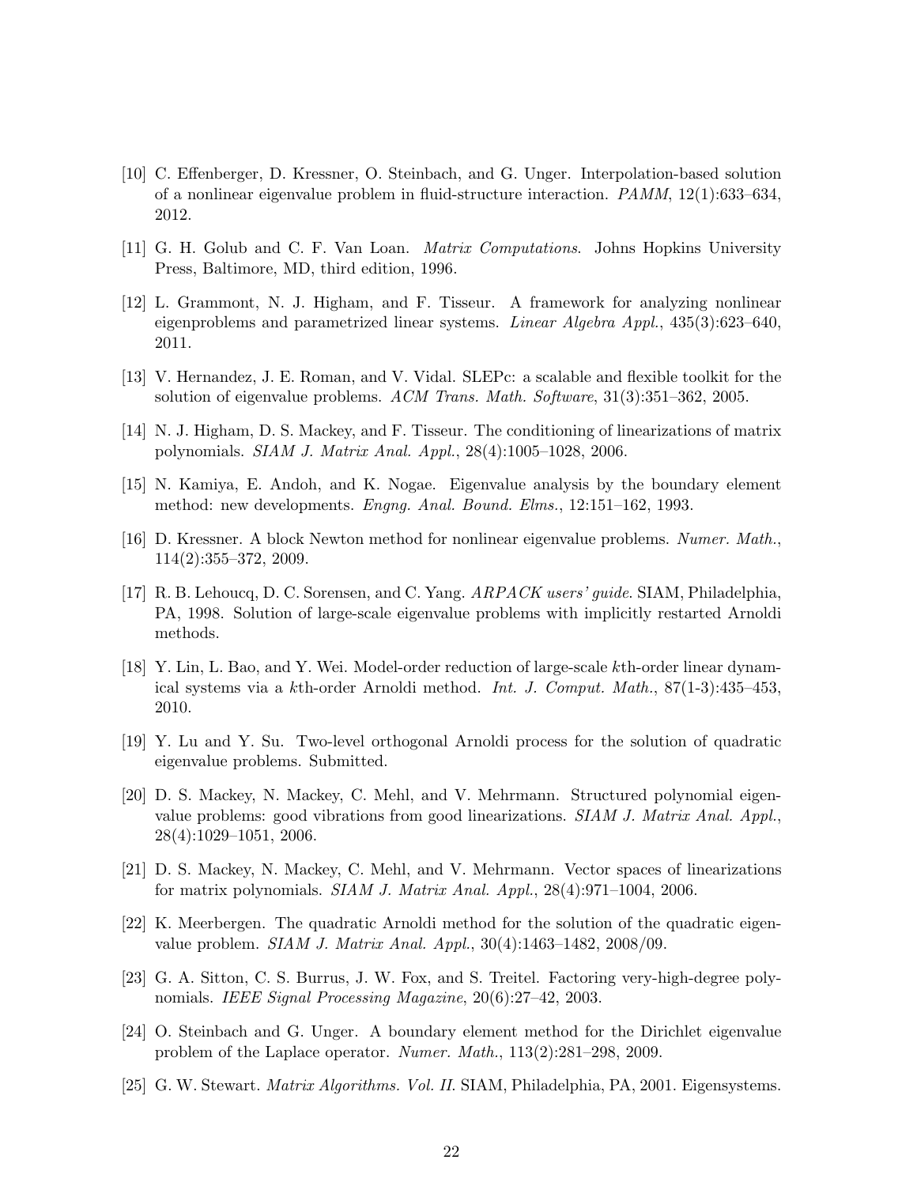[10] C. Effenberger, D. Kressner, O. Steinbach, and G. Unger. Interpolation-based solution of a nonlinear eigenvalue problem in fluid-structure interaction. *PAMM*, 12(1):633–634, 2012.

[11] G. H. Golub and C. F. Van Loan. *Matrix Computations*. Johns Hopkins University Press, Baltimore, MD, third edition, 1996.

[12] L. Grammont, N. J. Higham, and F. Tisseur. A framework for analyzing nonlinear eigenproblems and parametrized linear systems. *Linear Algebra Appl.*, 435(3):623–640, 2011.

[13] V. Hernandez, J. E. Roman, and V. Vidal. SLEPc: a scalable and flexible toolkit for the solution of eigenvalue problems. *ACM Trans. Math. Software*, 31(3):351–362, 2005.

[14] N. J. Higham, D. S. Mackey, and F. Tisseur. The conditioning of linearizations of matrix polynomials. *SIAM J. Matrix Anal. Appl.*, 28(4):1005–1028, 2006.

[15] N. Kamiya, E. Andoh, and K. Nogae. Eigenvalue analysis by the boundary element method: new developments. *Engng. Anal. Bound. Elms.*, 12:151–162, 1993.

[16] D. Kressner. A block Newton method for nonlinear eigenvalue problems. *Numer. Math.*, 114(2):355–372, 2009.

[17] R. B. Lehoucq, D. C. Sorensen, and C. Yang. *ARPACK users' guide*. SIAM, Philadelphia, PA, 1998. Solution of large-scale eigenvalue problems with implicitly restarted Arnoldi methods.

[18] Y. Lin, L. Bao, and Y. Wei. Model-order reduction of large-scale $k$th-order linear dynamical systems via a $k$th-order Arnoldi method. *Int. J. Comput. Math.*, 87(1-3):435–453, 2010.

[19] Y. Lu and Y. Su. Two-level orthogonal Arnoldi process for the solution of quadratic eigenvalue problems. Submitted.

[20] D. S. Mackey, N. Mackey, C. Mehl, and V. Mehrmann. Structured polynomial eigenvalue problems: good vibrations from good linearizations. *SIAM J. Matrix Anal. Appl.*, 28(4):1029–1051, 2006.

[21] D. S. Mackey, N. Mackey, C. Mehl, and V. Mehrmann. Vector spaces of linearizations for matrix polynomials. *SIAM J. Matrix Anal. Appl.*, 28(4):971–1004, 2006.

[22] K. Meerbergen. The quadratic Arnoldi method for the solution of the quadratic eigenvalue problem. *SIAM J. Matrix Anal. Appl.*, 30(4):1463–1482, 2008/09.

[23] G. A. Sitton, C. S. Burrus, J. W. Fox, and S. Treitel. Factoring very-high-degree polynomials. *IEEE Signal Processing Magazine*, 20(6):27–42, 2003.

[24] O. Steinbach and G. Unger. A boundary element method for the Dirichlet eigenvalue problem of the Laplace operator. *Numer. Math.*, 113(2):281–298, 2009.

[25] G. W. Stewart. *Matrix Algorithms. Vol. II*. SIAM, Philadelphia, PA, 2001. Eigensystems.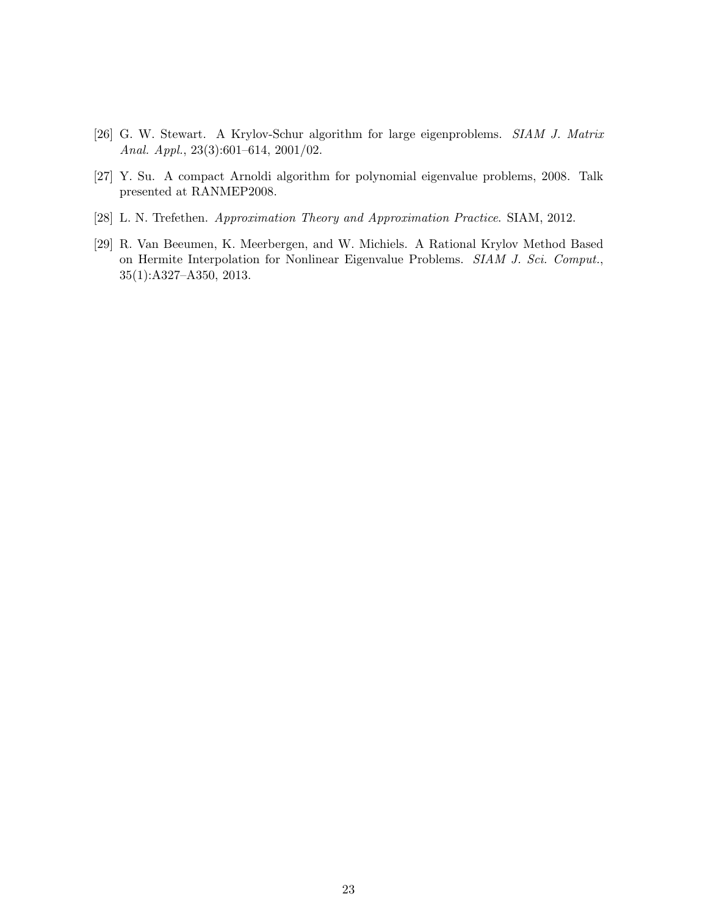[26] G. W. Stewart. A Krylov-Schur algorithm for large eigenproblems. *SIAM J. Matrix Anal. Appl.*, 23(3):601–614, 2001/02.

[27] Y. Su. A compact Arnoldi algorithm for polynomial eigenvalue problems, 2008. Talk presented at RANMEP2008.

[28] L. N. Trefethen. *Approximation Theory and Approximation Practice*. SIAM, 2012.

[29] R. Van Beeumen, K. Meerbergen, and W. Michiels. A Rational Krylov Method Based on Hermite Interpolation for Nonlinear Eigenvalue Problems. *SIAM J. Sci. Comput.*, 35(1):A327–A350, 2013.